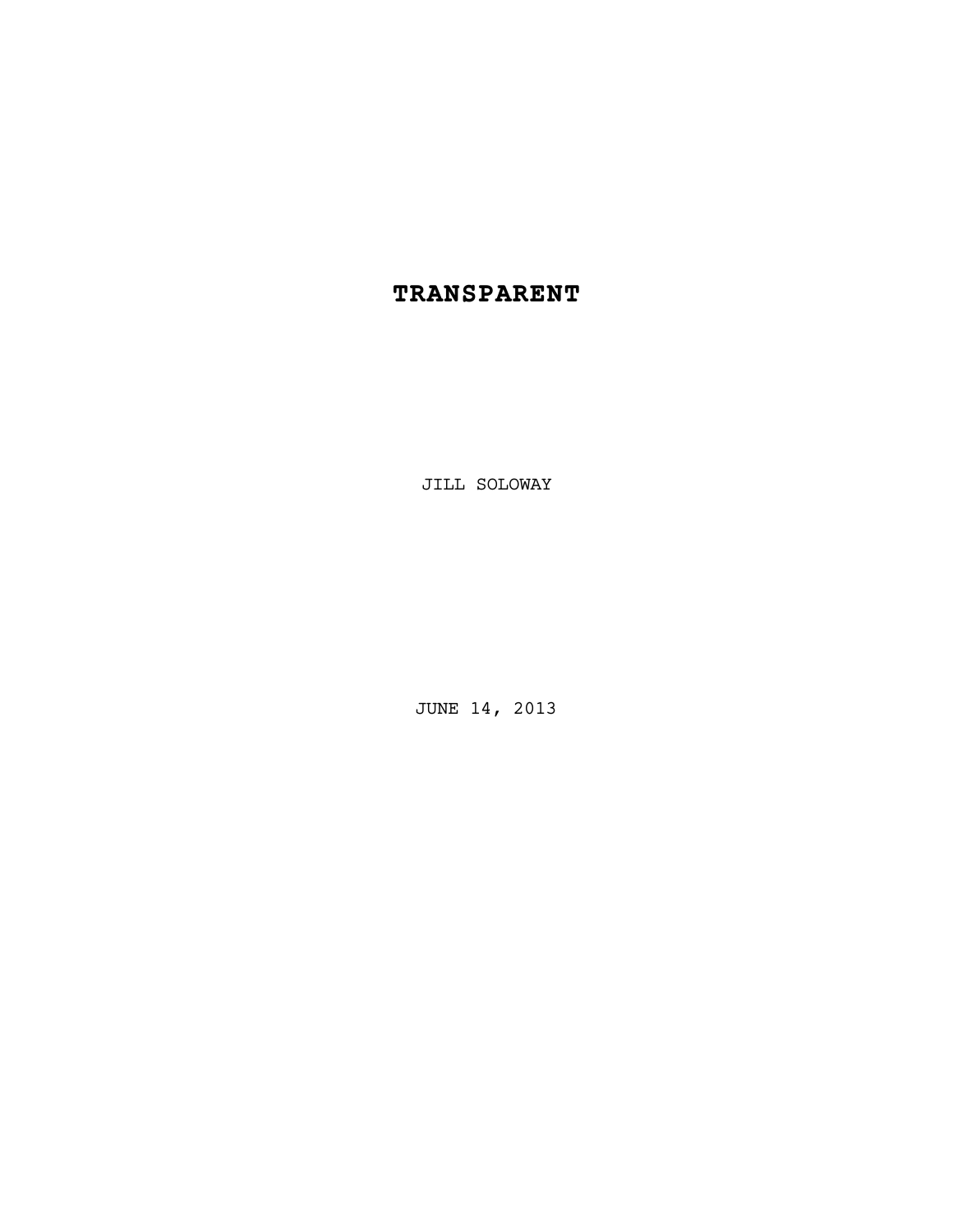# TRANSPARENT

JILL SOLOWAY

JUNE 14, 2013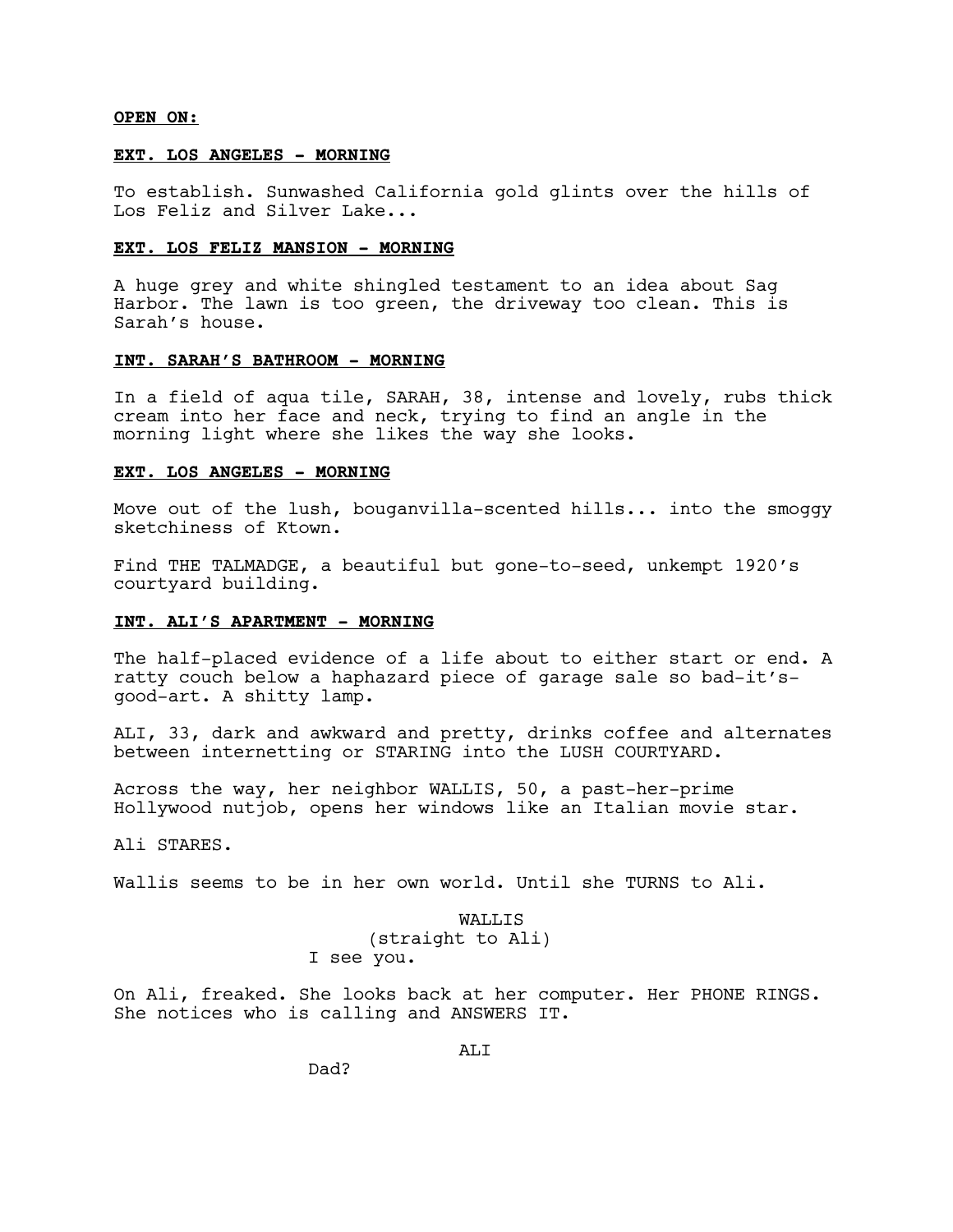**OPEN ON:**

**EXT. LOS ANGELES - MORNING**

To establish. Sunwashed California gold glints over the hills of Los Feliz and Silver Lake...

**EXT. LOS FELIZ MANSION - MORNING**

A huge grey and white shingled testament to an idea about Sag Harbor. The lawn is too green, the driveway too clean. This is Sarah's house.

**INT. SARAH'S BATHROOM - MORNING**

In a field of aqua tile, SARAH, 38, intense and lovely, rubs thick cream into her face and neck, trying to find an angle in the morning light where she likes the way she looks.

**EXT. LOS ANGELES - MORNING**

Move out of the lush, bouganvilla-scented hills... into the smoggy sketchiness of Ktown.

Find THE TALMADGE, a beautiful but gone-to-seed, unkempt 1920's courtyard building.

**INT. ALI'S APARTMENT - MORNING**

The half-placed evidence of a life about to either start or end. A ratty couch below a haphazard piece of garage sale so bad-it's-good-art. A shitty lamp.

ALI, 33, dark and awkward and pretty, drinks coffee and alternates between internetting or STARING into the LUSH COURTYARD.

Across the way, her neighbor WALLIS, 50, a past-her-prime Hollywood nutjob, opens her windows like an Italian movie star.

Ali STARES.

Wallis seems to be in her own world. Until she TURNS to Ali.

WALLIS
(straight to Ali)
I see you.

On Ali, freaked. She looks back at her computer. Her PHONE RINGS. She notices who is calling and ANSWERS IT.

ALI
Dad?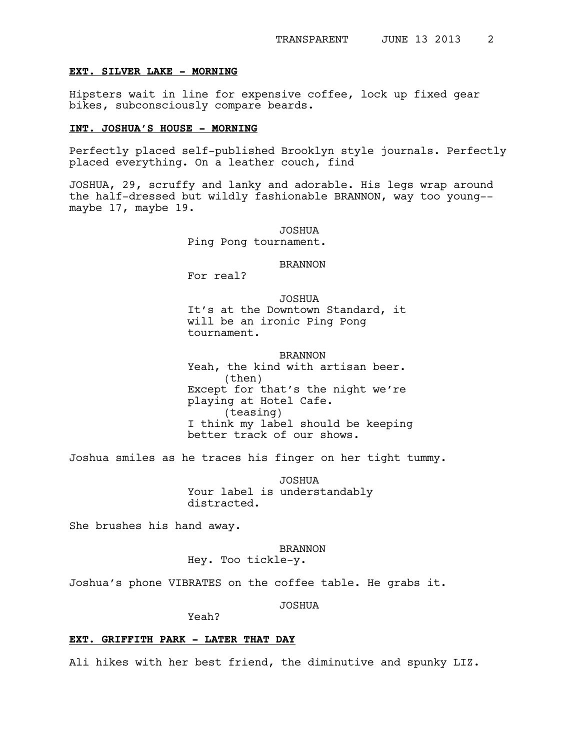**EXT. SILVER LAKE - MORNING**

Hipsters wait in line for expensive coffee, lock up fixed gear bikes, subconsciously compare beards.

**INT. JOSHUA'S HOUSE - MORNING**

Perfectly placed self-published Brooklyn style journals. Perfectly placed everything. On a leather couch, find

JOSHUA, 29, scruffy and lanky and adorable. His legs wrap around the half-dressed but wildly fashionable BRANNON, way too young-- maybe 17, maybe 19.

JOSHUA
Ping Pong tournament.

BRANNON
For real?

JOSHUA
It's at the Downtown Standard, it will be an ironic Ping Pong tournament.

BRANNON
Yeah, the kind with artisan beer.
(then)
Except for that's the night we're playing at Hotel Cafe.
(teasing)
I think my label should be keeping better track of our shows.

Joshua smiles as he traces his finger on her tight tummy.

JOSHUA
Your label is understandably distracted.

She brushes his hand away.

BRANNON
Hey. Too tickle-y.

Joshua's phone VIBRATES on the coffee table. He grabs it.

JOSHUA
Yeah?

**EXT. GRIFFITH PARK - LATER THAT DAY**

Ali hikes with her best friend, the diminutive and spunky LIZ.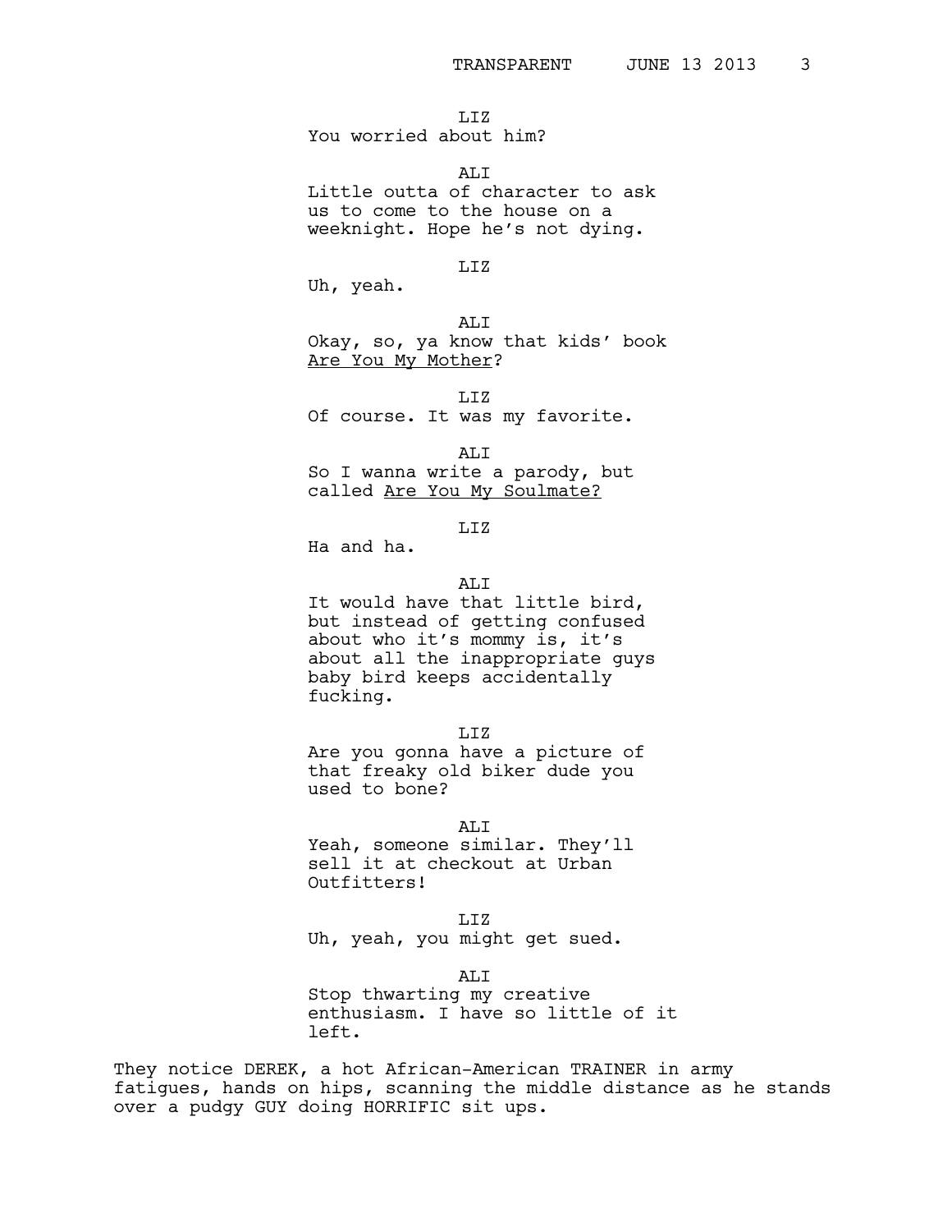LIZ
You worried about him?

ALI
Little outta of character to ask us to come to the house on a weeknight. Hope he's not dying.

LIZ
Uh, yeah.

ALI
Okay, so, ya know that kids' book <u>Are You My Mother</u>?

LIZ
Of course. It was my favorite.

ALI
So I wanna write a parody, but called <u>Are You My Soulmate?</u>

LIZ
Ha and ha.

ALI
It would have that little bird, but instead of getting confused about who it's mommy is, it's about all the inappropriate guys baby bird keeps accidentally fucking.

LIZ
Are you gonna have a picture of that freaky old biker dude you used to bone?

ALI
Yeah, someone similar. They'll sell it at checkout at Urban Outfitters!

LIZ
Uh, yeah, you might get sued.

ALI
Stop thwarting my creative enthusiasm. I have so little of it left.

They notice DEREK, a hot African-American TRAINER in army fatigues, hands on hips, scanning the middle distance as he stands over a pudgy GUY doing HORRIFIC sit ups.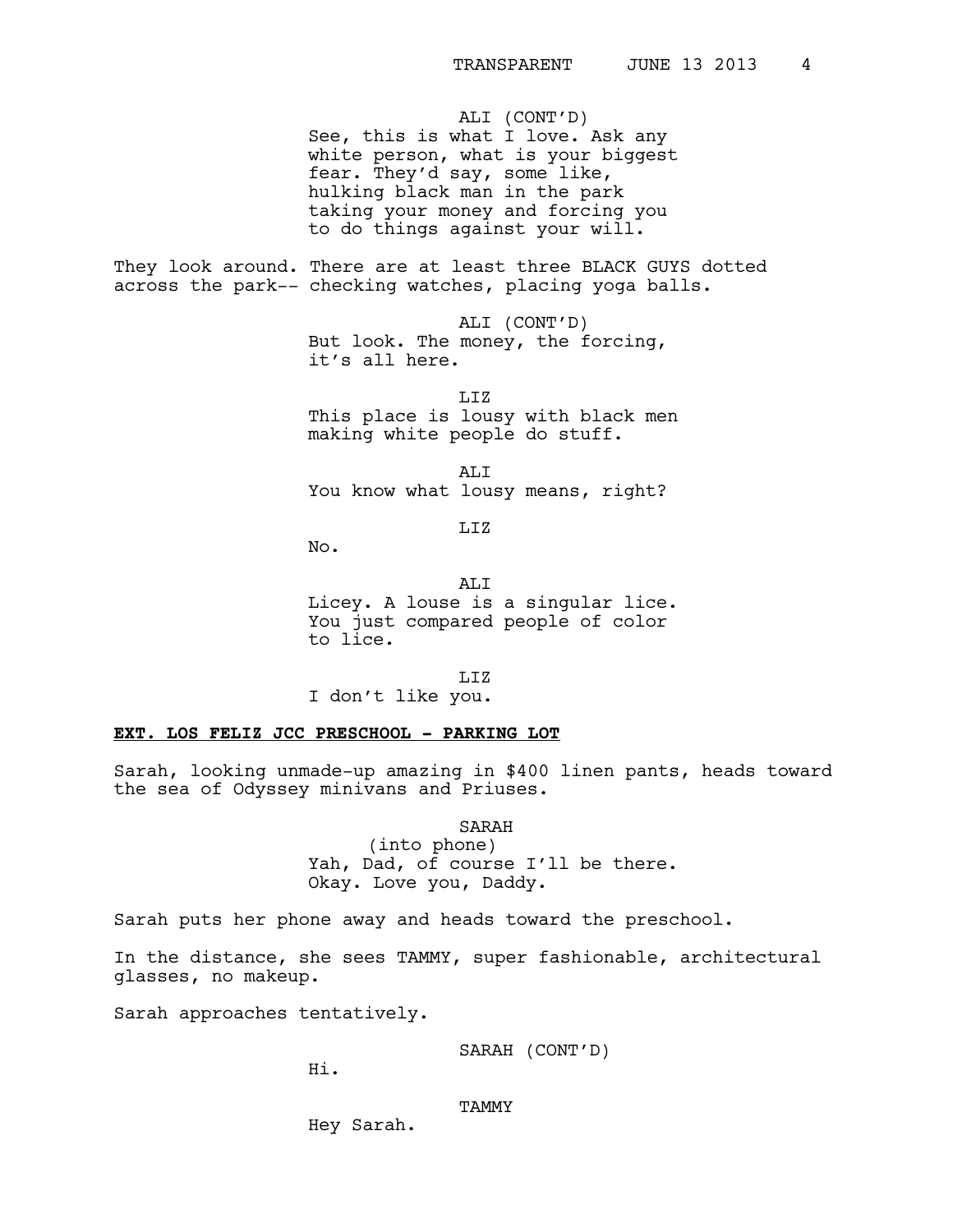ALI (CONT'D)
See, this is what I love. Ask any white person, what is your biggest fear. They'd say, some like, hulking black man in the park taking your money and forcing you to do things against your will.

They look around. There are at least three BLACK GUYS dotted across the park-- checking watches, placing yoga balls.

ALI (CONT'D)
But look. The money, the forcing, it's all here.

LIZ
This place is lousy with black men making white people do stuff.

ALI
You know what lousy means, right?

LIZ
No.

ALI
Licey. A louse is a singular lice. You just compared people of color to lice.

LIZ
I don't like you.

**EXT. LOS FELIZ JCC PRESCHOOL - PARKING LOT**

Sarah, looking unmade-up amazing in $400 linen pants, heads toward the sea of Odyssey minivans and Priuses.

SARAH
(into phone)
Yah, Dad, of course I'll be there. Okay. Love you, Daddy.

Sarah puts her phone away and heads toward the preschool.

In the distance, she sees TAMMY, super fashionable, architectural glasses, no makeup.

Sarah approaches tentatively.

SARAH (CONT'D)
Hi.

TAMMY
Hey Sarah.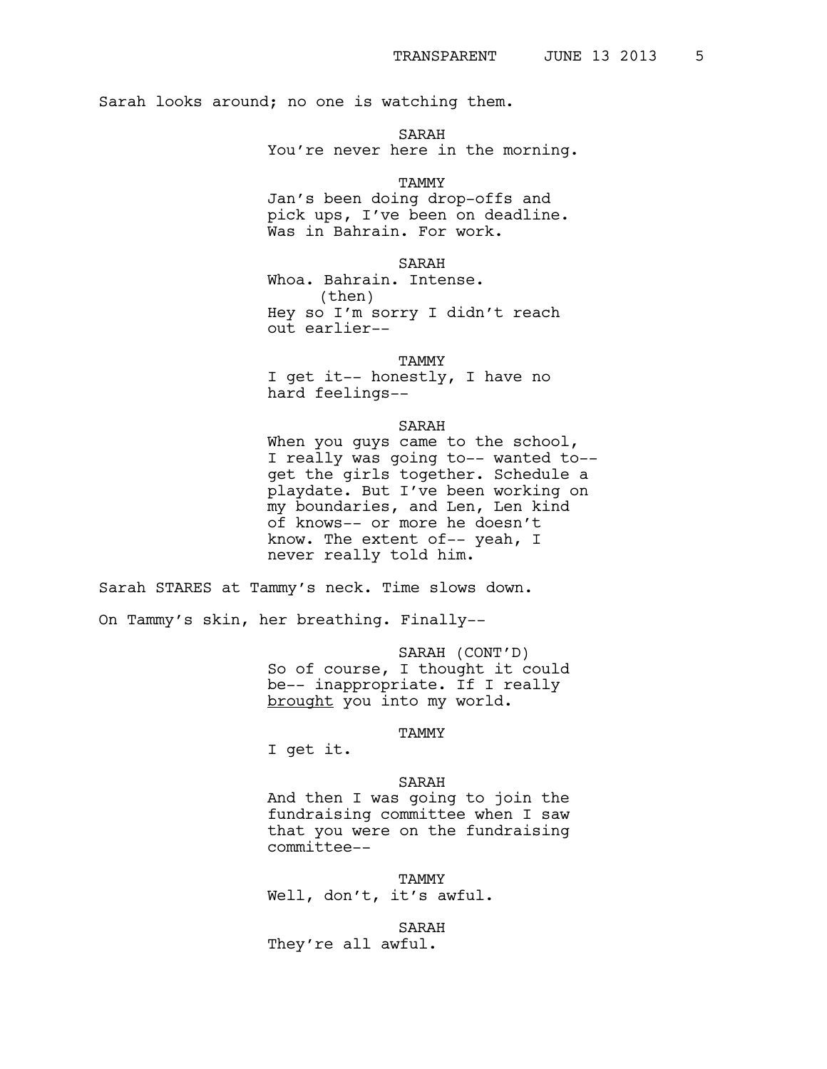Sarah looks around; no one is watching them.

SARAH
You're never here in the morning.

TAMMY
Jan's been doing drop-offs and pick ups, I've been on deadline. Was in Bahrain. For work.

SARAH
Whoa. Bahrain. Intense.
(then)
Hey so I'm sorry I didn't reach out earlier--

TAMMY
I get it-- honestly, I have no hard feelings--

SARAH
When you guys came to the school, I really was going to-- wanted to-- get the girls together. Schedule a playdate. But I've been working on my boundaries, and Len, Len kind of knows-- or more he doesn't know. The extent of-- yeah, I never really told him.

Sarah STARES at Tammy's neck. Time slows down.

On Tammy's skin, her breathing. Finally--

SARAH (CONT'D)
So of course, I thought it could be-- inappropriate. If I really <u>brought</u> you into my world.

TAMMY
I get it.

SARAH
And then I was going to join the fundraising committee when I saw that you were on the fundraising committee--

TAMMY
Well, don't, it's awful.

SARAH
They're all awful.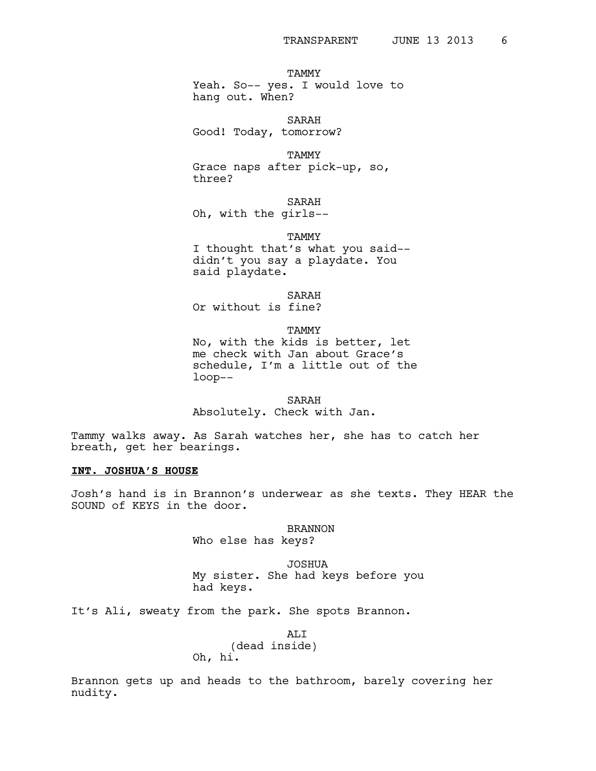TAMMY
Yeah. So-- yes. I would love to hang out. When?

SARAH
Good! Today, tomorrow?

TAMMY
Grace naps after pick-up, so, three?

SARAH
Oh, with the girls--

TAMMY
I thought that's what you said-- didn't you say a playdate. You said playdate.

SARAH
Or without is fine?

TAMMY
No, with the kids is better, let me check with Jan about Grace's schedule, I'm a little out of the loop--

SARAH
Absolutely. Check with Jan.

Tammy walks away. As Sarah watches her, she has to catch her breath, get her bearings.

**INT. JOSHUA'S HOUSE**

Josh's hand is in Brannon's underwear as she texts. They HEAR the SOUND of KEYS in the door.

BRANNON
Who else has keys?

JOSHUA
My sister. She had keys before you had keys.

It's Ali, sweaty from the park. She spots Brannon.

ALI
(dead inside)
Oh, hi.

Brannon gets up and heads to the bathroom, barely covering her nudity.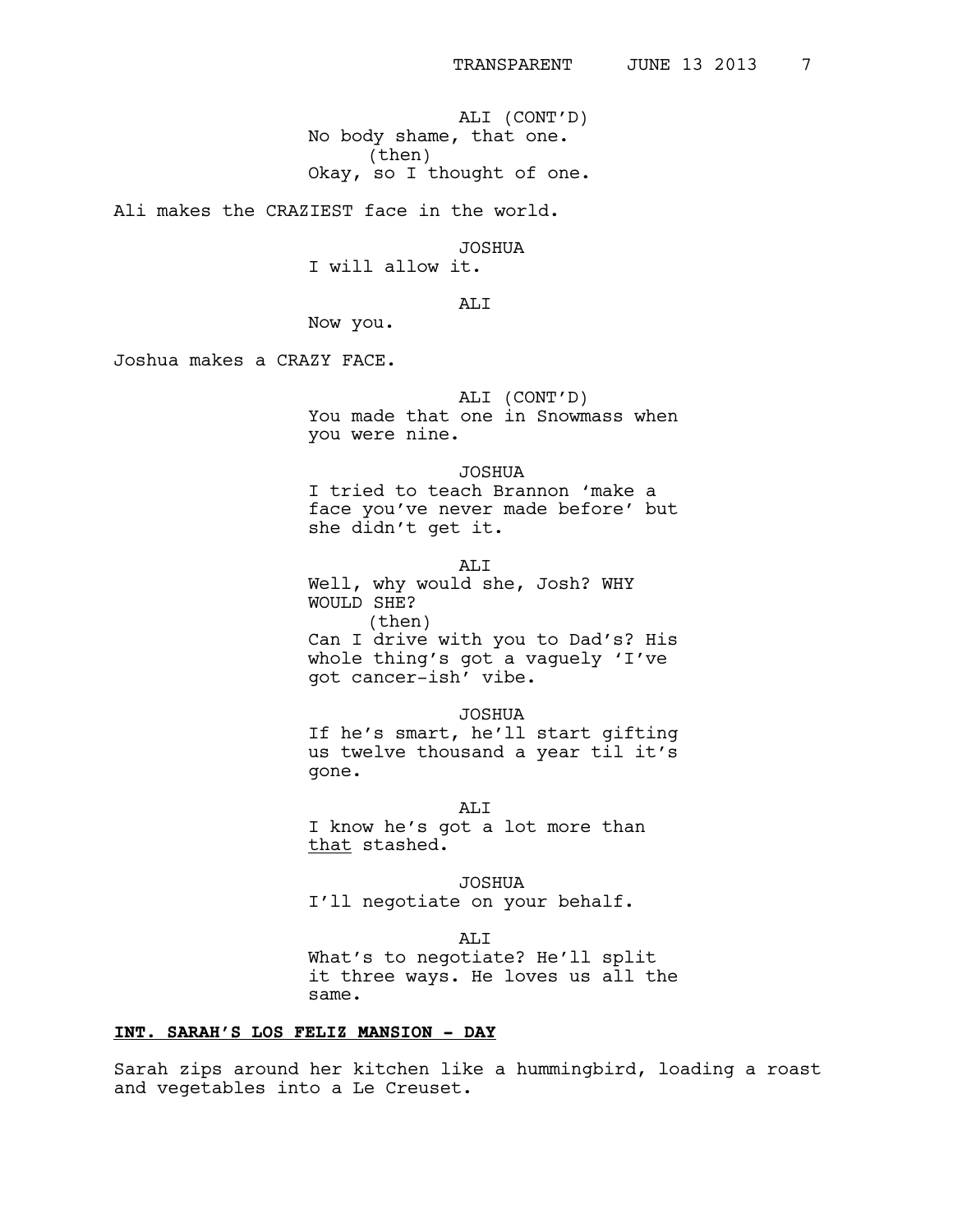ALI (CONT'D)
No body shame, that one.
(then)
Okay, so I thought of one.

Ali makes the CRAZIEST face in the world.

JOSHUA
I will allow it.

ALI
Now you.

Joshua makes a CRAZY FACE.

ALI (CONT'D)
You made that one in Snowmass when you were nine.

JOSHUA
I tried to teach Brannon 'make a face you've never made before' but she didn't get it.

ALI
Well, why would she, Josh? WHY WOULD SHE?
(then)
Can I drive with you to Dad's? His whole thing's got a vaguely 'I've got cancer-ish' vibe.

JOSHUA
If he's smart, he'll start gifting us twelve thousand a year til it's gone.

ALI
I know he's got a lot more than <u>that</u> stashed.

JOSHUA
I'll negotiate on your behalf.

ALI
What's to negotiate? He'll split it three ways. He loves us all the same.

**<u>INT. SARAH'S LOS FELIZ MANSION - DAY</u>**

Sarah zips around her kitchen like a hummingbird, loading a roast and vegetables into a Le Creuset.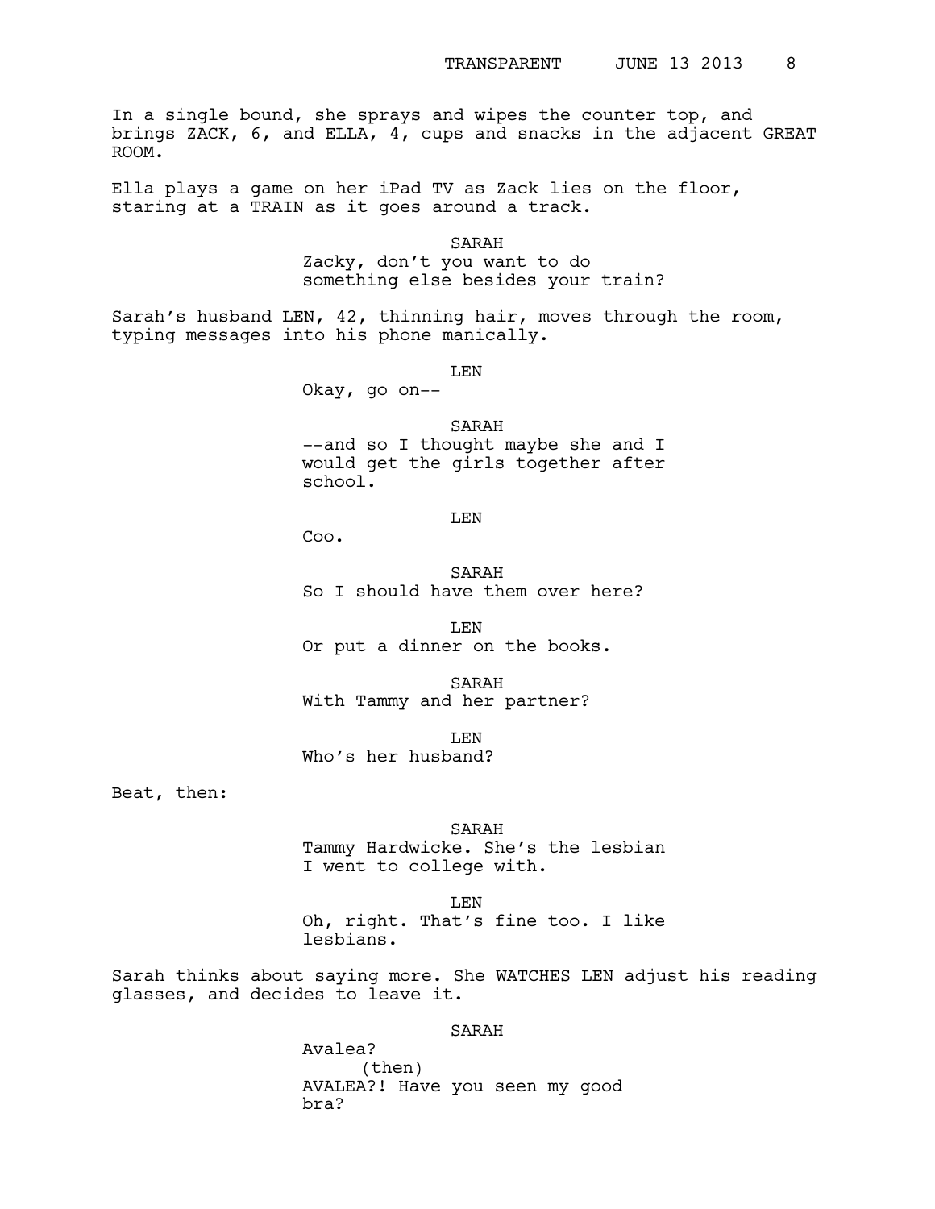In a single bound, she sprays and wipes the counter top, and brings ZACK, 6, and ELLA, 4, cups and snacks in the adjacent GREAT ROOM.

Ella plays a game on her iPad TV as Zack lies on the floor, staring at a TRAIN as it goes around a track.

SARAH
Zacky, don't you want to do something else besides your train?

Sarah's husband LEN, 42, thinning hair, moves through the room, typing messages into his phone manically.

LEN
Okay, go on--

SARAH
--and so I thought maybe she and I would get the girls together after school.

LEN
Coo.

SARAH
So I should have them over here?

LEN
Or put a dinner on the books.

SARAH
With Tammy and her partner?

LEN
Who's her husband?

Beat, then:

SARAH
Tammy Hardwicke. She's the lesbian I went to college with.

LEN
Oh, right. That's fine too. I like lesbians.

Sarah thinks about saying more. She WATCHES LEN adjust his reading glasses, and decides to leave it.

SARAH
Avalea?
(then)
AVALEA?! Have you seen my good bra?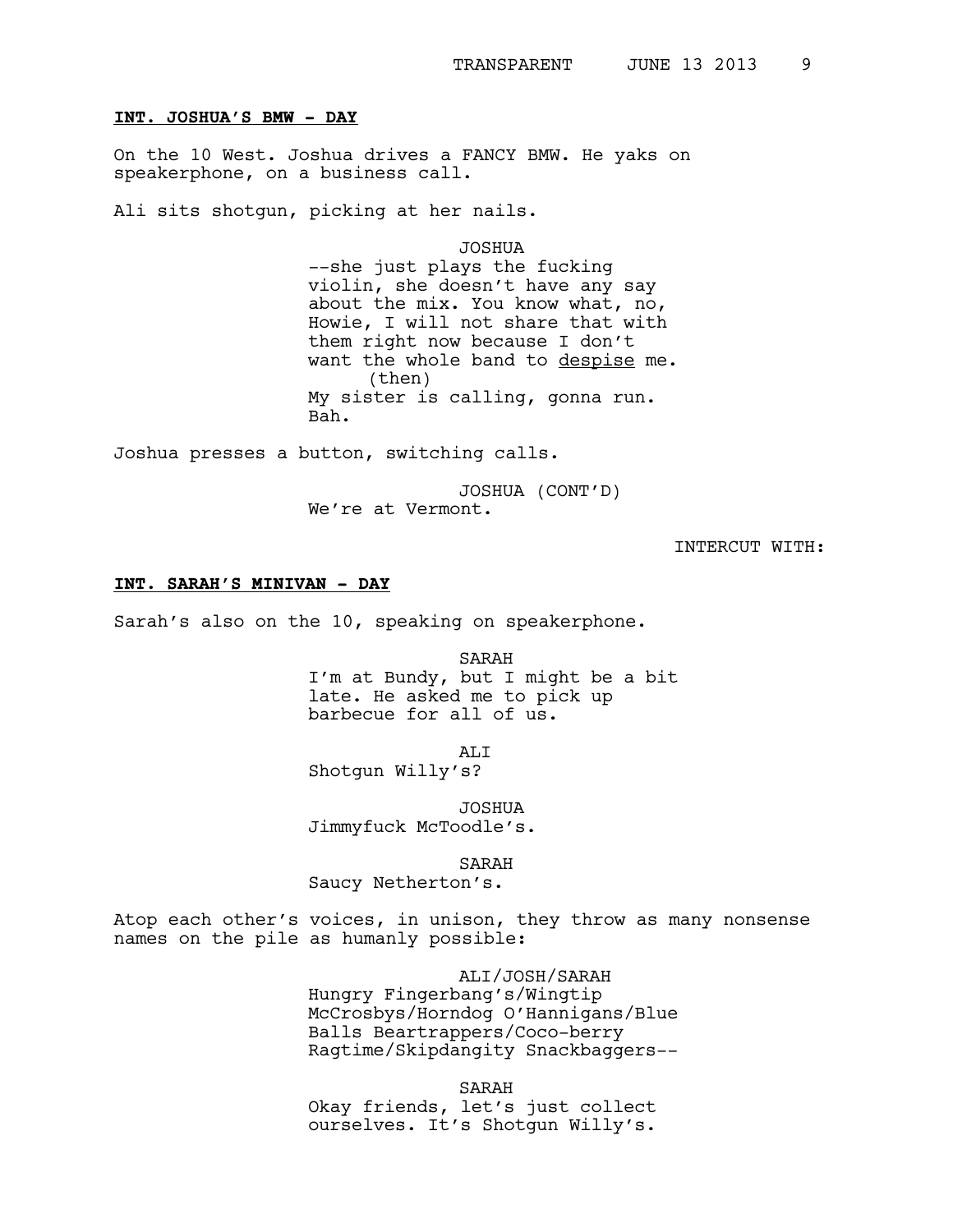**INT. JOSHUA'S BMW - DAY**

On the 10 West. Joshua drives a FANCY BMW. He yaks on speakerphone, on a business call.

Ali sits shotgun, picking at her nails.

JOSHUA
--she just plays the fucking violin, she doesn't have any say about the mix. You know what, no, Howie, I will not share that with them right now because I don't want the whole band to <u>despise</u> me.
(then)
My sister is calling, gonna run. Bah.

Joshua presses a button, switching calls.

JOSHUA (CONT'D)
We're at Vermont.

INTERCUT WITH:

**INT. SARAH'S MINIVAN - DAY**

Sarah's also on the 10, speaking on speakerphone.

SARAH
I'm at Bundy, but I might be a bit late. He asked me to pick up barbecue for all of us.

ALI
Shotgun Willy's?

JOSHUA
Jimmyfuck McToodle's.

SARAH
Saucy Netherton's.

Atop each other's voices, in unison, they throw as many nonsense names on the pile as humanly possible:

ALI/JOSH/SARAH
Hungry Fingerbang's/Wingtip McCrosbys/Horndog O'Hannigans/Blue Balls Beartrappers/Coco-berry Ragtime/Skipdangity Snackbaggers--

SARAH
Okay friends, let's just collect ourselves. It's Shotgun Willy's.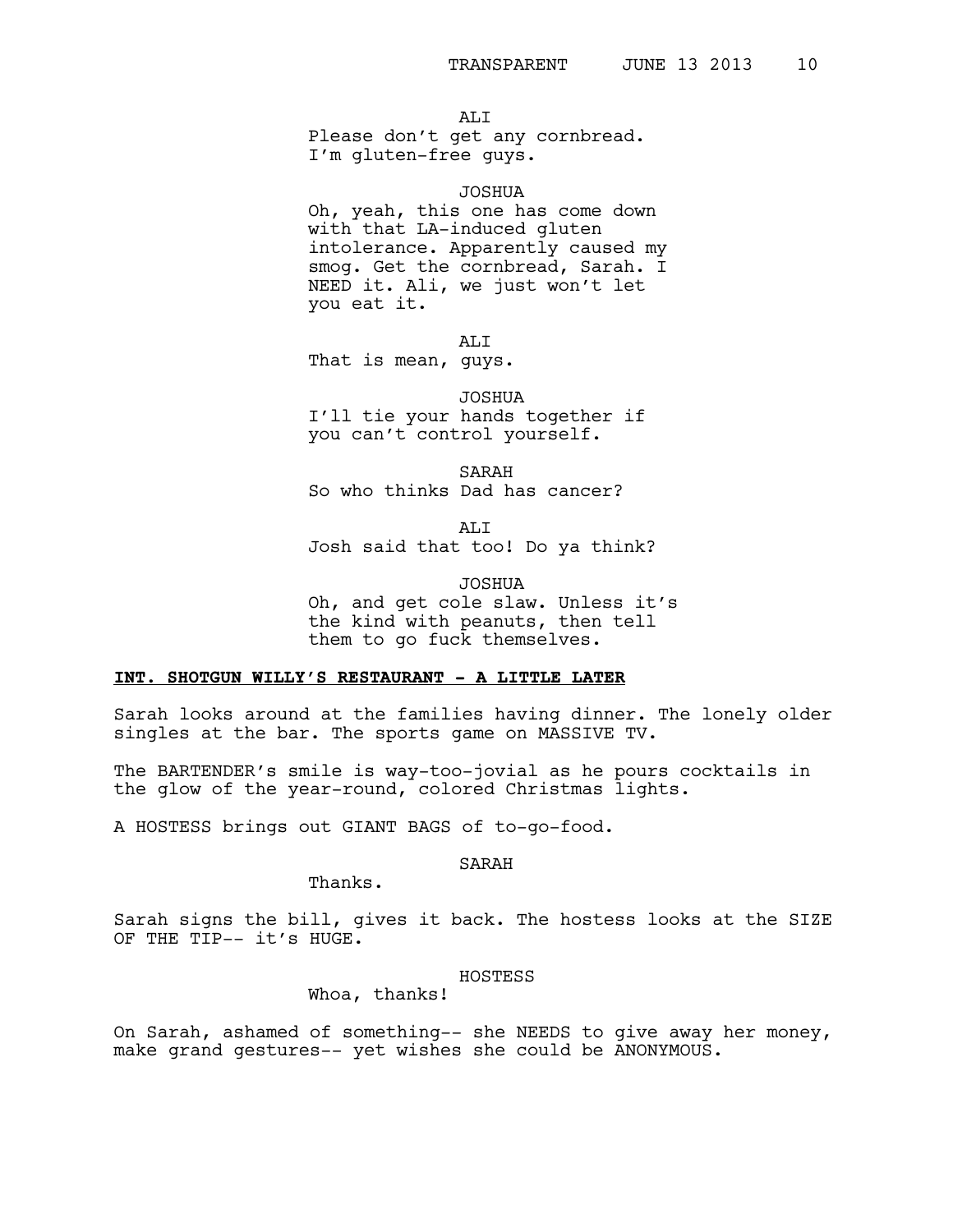ALI
Please don't get any cornbread. I'm gluten-free guys.

JOSHUA
Oh, yeah, this one has come down with that LA-induced gluten intolerance. Apparently caused my smog. Get the cornbread, Sarah. I NEED it. Ali, we just won't let you eat it.

ALI
That is mean, guys.

JOSHUA
I'll tie your hands together if you can't control yourself.

SARAH
So who thinks Dad has cancer?

ALI
Josh said that too! Do ya think?

JOSHUA
Oh, and get cole slaw. Unless it's the kind with peanuts, then tell them to go fuck themselves.

**INT. SHOTGUN WILLY'S RESTAURANT - A LITTLE LATER**

Sarah looks around at the families having dinner. The lonely older singles at the bar. The sports game on MASSIVE TV.

The BARTENDER's smile is way-too-jovial as he pours cocktails in the glow of the year-round, colored Christmas lights.

A HOSTESS brings out GIANT BAGS of to-go-food.

SARAH
Thanks.

Sarah signs the bill, gives it back. The hostess looks at the SIZE OF THE TIP-- it's HUGE.

HOSTESS
Whoa, thanks!

On Sarah, ashamed of something-- she NEEDS to give away her money, make grand gestures-- yet wishes she could be ANONYMOUS.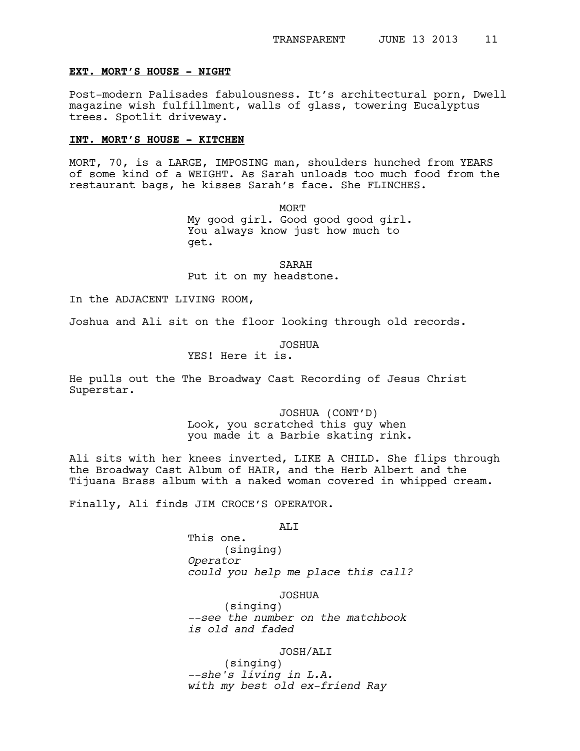**EXT. MORT'S HOUSE - NIGHT**

Post-modern Palisades fabulousness. It's architectural porn, Dwell magazine wish fulfillment, walls of glass, towering Eucalyptus trees. Spotlit driveway.

**INT. MORT'S HOUSE - KITCHEN**

MORT, 70, is a LARGE, IMPOSING man, shoulders hunched from YEARS of some kind of a WEIGHT. As Sarah unloads too much food from the restaurant bags, he kisses Sarah's face. She FLINCHES.

MORT
My good girl. Good good good girl. You always know just how much to get.

SARAH
Put it on my headstone.

In the ADJACENT LIVING ROOM,

Joshua and Ali sit on the floor looking through old records.

JOSHUA
YES! Here it is.

He pulls out the The Broadway Cast Recording of Jesus Christ Superstar.

JOSHUA (CONT'D)
Look, you scratched this guy when you made it a Barbie skating rink.

Ali sits with her knees inverted, LIKE A CHILD. She flips through the Broadway Cast Album of HAIR, and the Herb Albert and the Tijuana Brass album with a naked woman covered in whipped cream.

Finally, Ali finds JIM CROCE'S OPERATOR.

ALI
This one.
(singing)
*Operator*
*could you help me place this call?*

JOSHUA
(singing)
*--see the number on the matchbook*
*is old and faded*

JOSH/ALI
(singing)
*--she's living in L.A.*
*with my best old ex-friend Ray*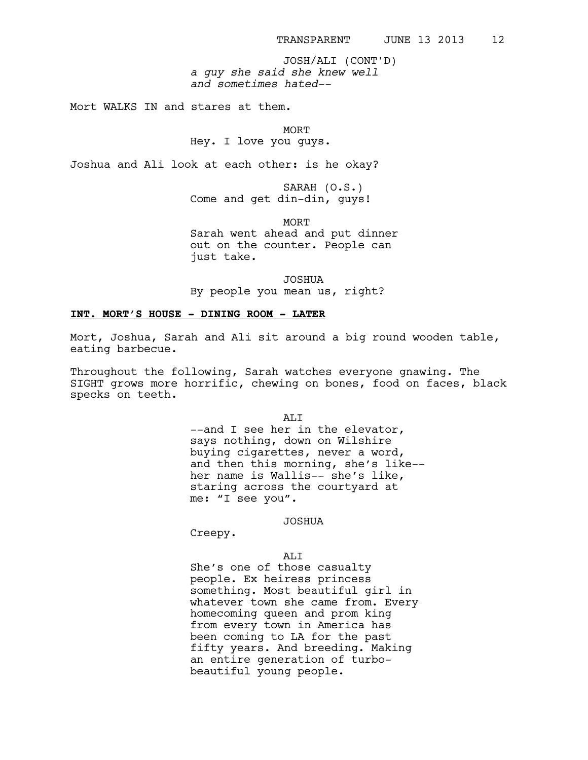JOSH/ALI (CONT'D)
*a guy she said she knew well*
*and sometimes hated--*

Mort WALKS IN and stares at them.

MORT
Hey. I love you guys.

Joshua and Ali look at each other: is he okay?

SARAH (O.S.)
Come and get din-din, guys!

MORT
Sarah went ahead and put dinner out on the counter. People can just take.

JOSHUA
By people you mean us, right?

**INT. MORT'S HOUSE - DINING ROOM - LATER**

Mort, Joshua, Sarah and Ali sit around a big round wooden table, eating barbecue.

Throughout the following, Sarah watches everyone gnawing. The SIGHT grows more horrific, chewing on bones, food on faces, black specks on teeth.

ALI
--and I see her in the elevator, says nothing, down on Wilshire buying cigarettes, never a word, and then this morning, she's like-- her name is Wallis-- she's like, staring across the courtyard at me: "I see you".

JOSHUA
Creepy.

ALI
She's one of those casualty people. Ex heiress princess something. Most beautiful girl in whatever town she came from. Every homecoming queen and prom king from every town in America has been coming to LA for the past fifty years. And breeding. Making an entire generation of turbo-beautiful young people.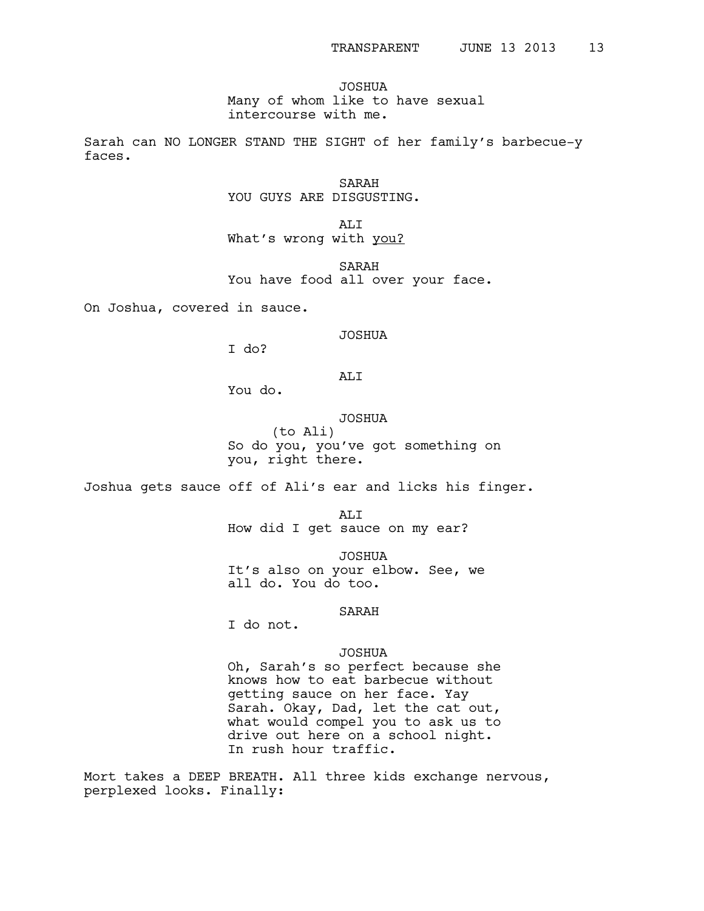JOSHUA
Many of whom like to have sexual intercourse with me.

Sarah can NO LONGER STAND THE SIGHT of her family's barbecue-y faces.

SARAH
YOU GUYS ARE DISGUSTING.

ALI
What's wrong with <u>you?</u>

SARAH
You have food all over your face.

On Joshua, covered in sauce.

JOSHUA
I do?

ALI
You do.

JOSHUA
(to Ali)
So do you, you've got something on you, right there.

Joshua gets sauce off of Ali's ear and licks his finger.

ALI
How did I get sauce on my ear?

JOSHUA
It's also on your elbow. See, we all do. You do too.

SARAH
I do not.

JOSHUA
Oh, Sarah's so perfect because she knows how to eat barbecue without getting sauce on her face. Yay Sarah. Okay, Dad, let the cat out, what would compel you to ask us to drive out here on a school night. In rush hour traffic.

Mort takes a DEEP BREATH. All three kids exchange nervous, perplexed looks. Finally: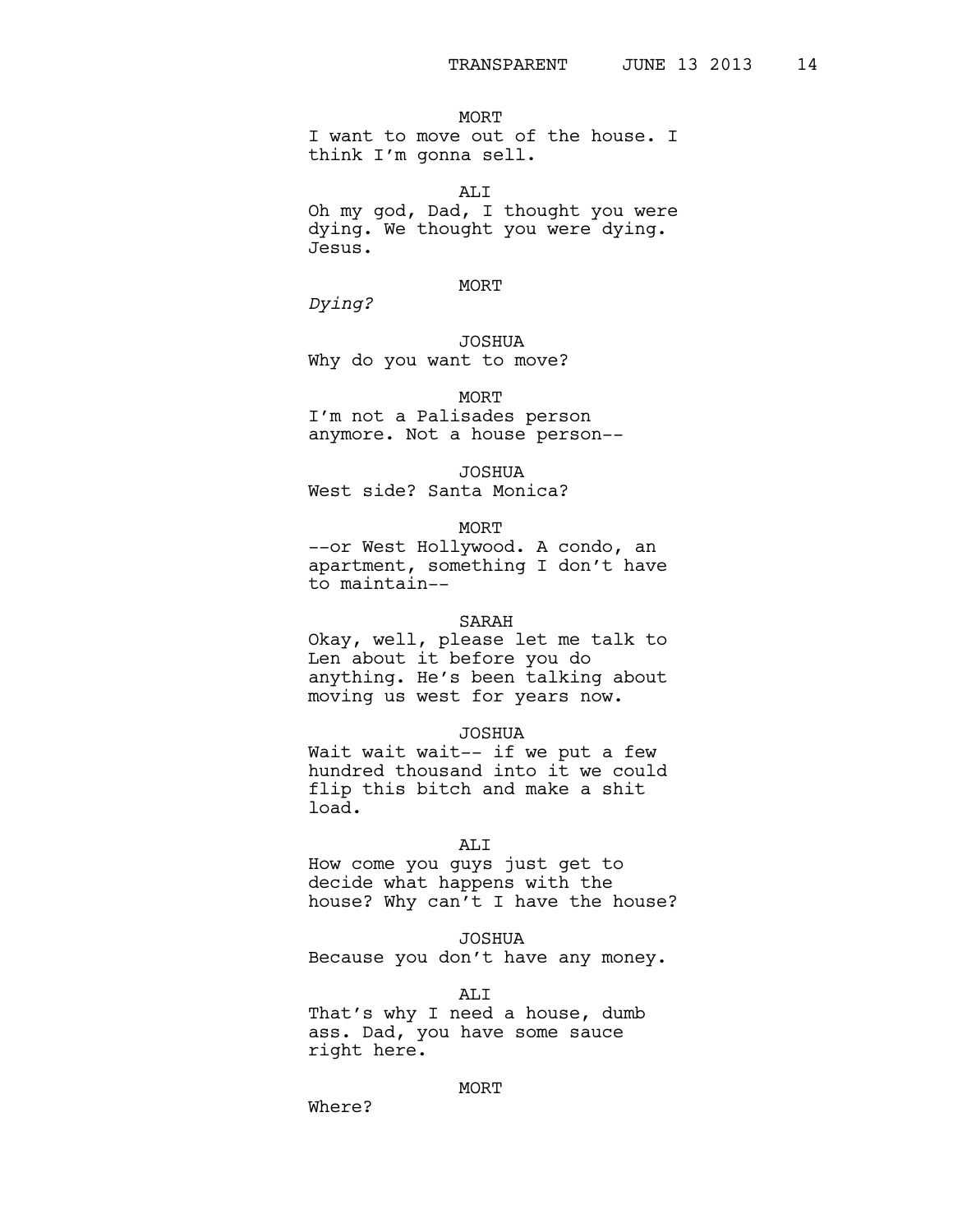MORT

I want to move out of the house. I think I'm gonna sell.

ALI

Oh my god, Dad, I thought you were dying. We thought you were dying. Jesus.

MORT

*Dying?*

JOSHUA

Why do you want to move?

MORT

I'm not a Palisades person anymore. Not a house person--

JOSHUA

West side? Santa Monica?

MORT

--or West Hollywood. A condo, an apartment, something I don't have to maintain--

SARAH

Okay, well, please let me talk to Len about it before you do anything. He's been talking about moving us west for years now.

JOSHUA

Wait wait wait-- if we put a few hundred thousand into it we could flip this bitch and make a shit load.

ALI

How come you guys just get to decide what happens with the house? Why can't I have the house?

JOSHUA

Because you don't have any money.

ALI

That's why I need a house, dumb ass. Dad, you have some sauce right here.

MORT

Where?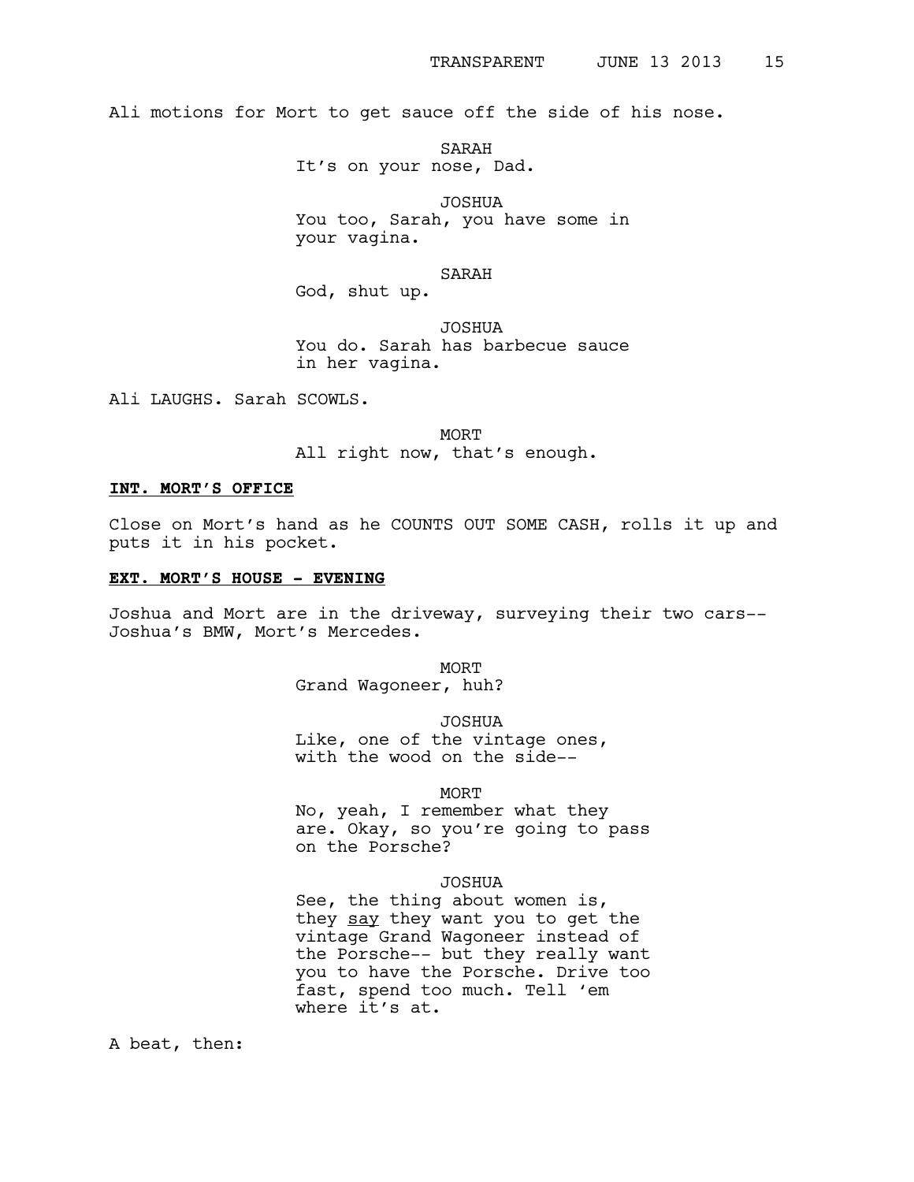Ali motions for Mort to get sauce off the side of his nose.

SARAH
It's on your nose, Dad.

JOSHUA
You too, Sarah, you have some in your vagina.

SARAH
God, shut up.

JOSHUA
You do. Sarah has barbecue sauce in her vagina.

Ali LAUGHS. Sarah SCOWLS.

MORT
All right now, that's enough.

**INT. MORT'S OFFICE**

Close on Mort's hand as he COUNTS OUT SOME CASH, rolls it up and puts it in his pocket.

**EXT. MORT'S HOUSE - EVENING**

Joshua and Mort are in the driveway, surveying their two cars-- Joshua's BMW, Mort's Mercedes.

MORT
Grand Wagoneer, huh?

JOSHUA
Like, one of the vintage ones, with the wood on the side--

MORT
No, yeah, I remember what they are. Okay, so you're going to pass on the Porsche?

JOSHUA
See, the thing about women is, they say they want you to get the vintage Grand Wagoneer instead of the Porsche-- but they really want you to have the Porsche. Drive too fast, spend too much. Tell 'em where it's at.

A beat, then: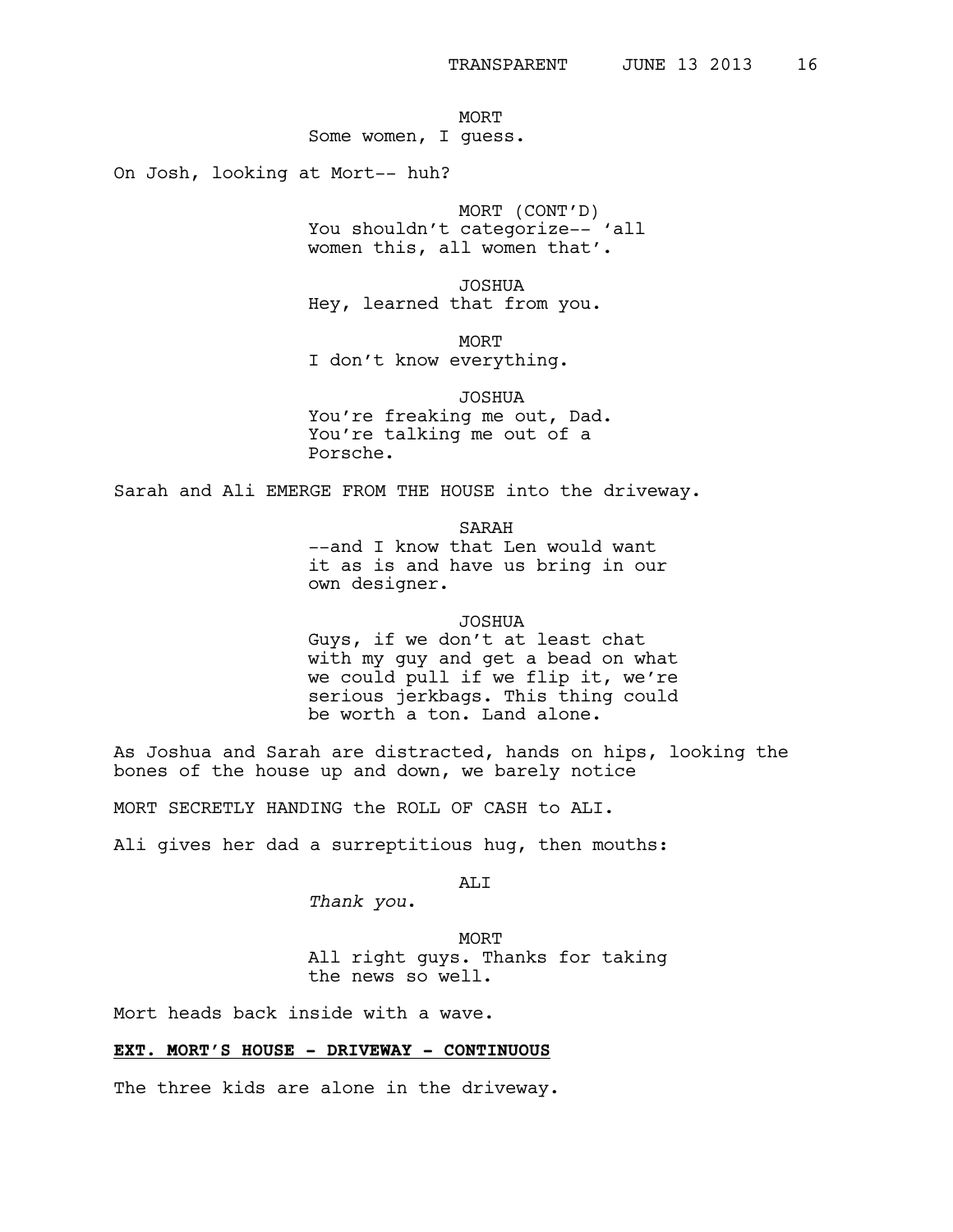MORT
Some women, I guess.

On Josh, looking at Mort-- huh?

MORT (CONT'D)
You shouldn't categorize-- 'all women this, all women that'.

JOSHUA
Hey, learned that from you.

MORT
I don't know everything.

JOSHUA
You're freaking me out, Dad. You're talking me out of a Porsche.

Sarah and Ali EMERGE FROM THE HOUSE into the driveway.

SARAH
--and I know that Len would want it as is and have us bring in our own designer.

JOSHUA
Guys, if we don't at least chat with my guy and get a bead on what we could pull if we flip it, we're serious jerkbags. This thing could be worth a ton. Land alone.

As Joshua and Sarah are distracted, hands on hips, looking the bones of the house up and down, we barely notice

MORT SECRETLY HANDING the ROLL OF CASH to ALI.

Ali gives her dad a surreptitious hug, then mouths:

ALI
*Thank you*.

MORT
All right guys. Thanks for taking the news so well.

Mort heads back inside with a wave.

**EXT. MORT'S HOUSE - DRIVEWAY - CONTINUOUS**

The three kids are alone in the driveway.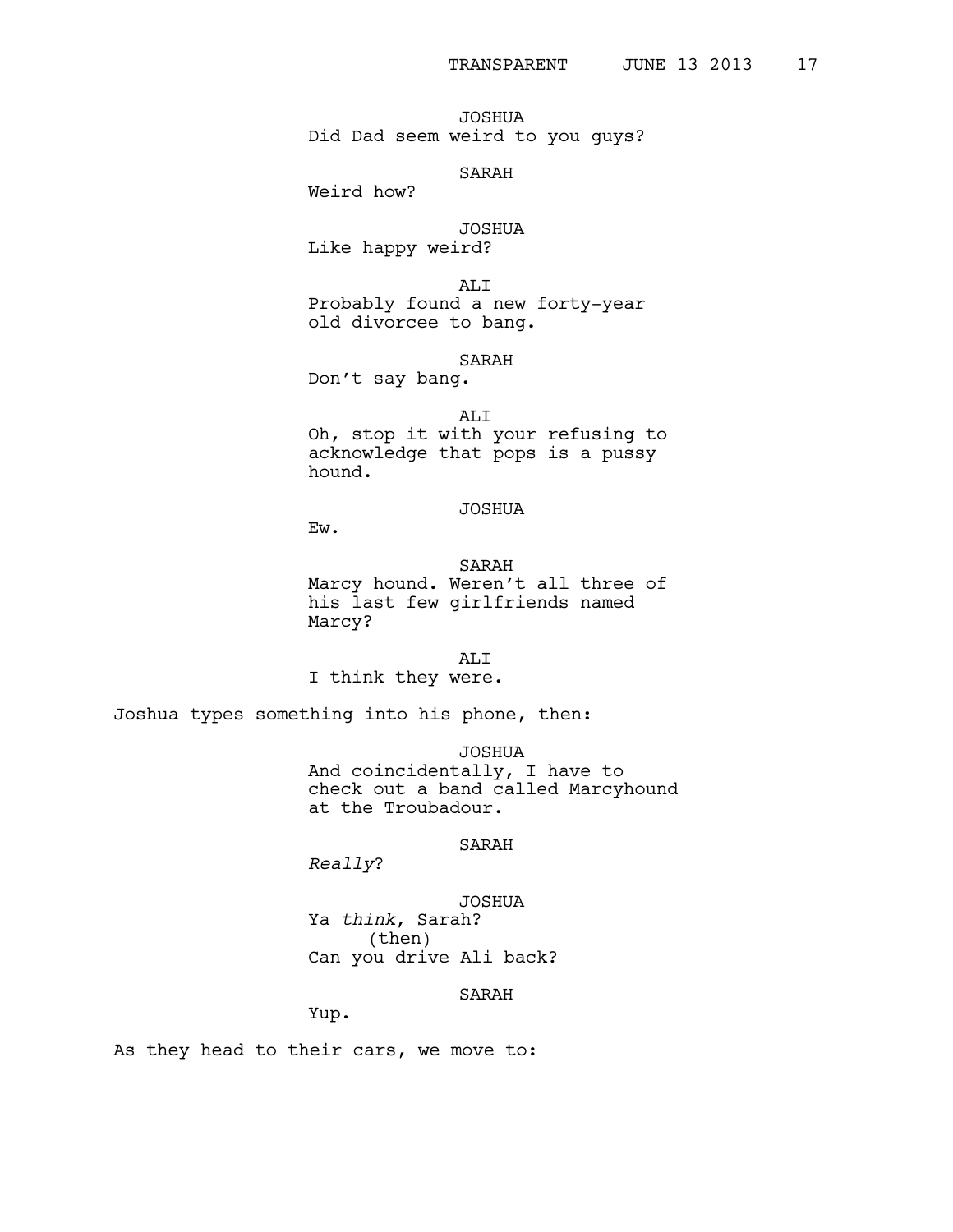JOSHUA
Did Dad seem weird to you guys?

SARAH
Weird how?

JOSHUA
Like happy weird?

ALI
Probably found a new forty-year old divorcee to bang.

SARAH
Don't say bang.

ALI
Oh, stop it with your refusing to acknowledge that pops is a pussy hound.

JOSHUA
Ew.

SARAH
Marcy hound. Weren't all three of his last few girlfriends named Marcy?

ALI
I think they were.

Joshua types something into his phone, then:

JOSHUA
And coincidentally, I have to check out a band called Marcyhound at the Troubadour.

SARAH
*Really*?

JOSHUA
Ya *think*, Sarah?
(then)
Can you drive Ali back?

SARAH
Yup.

As they head to their cars, we move to: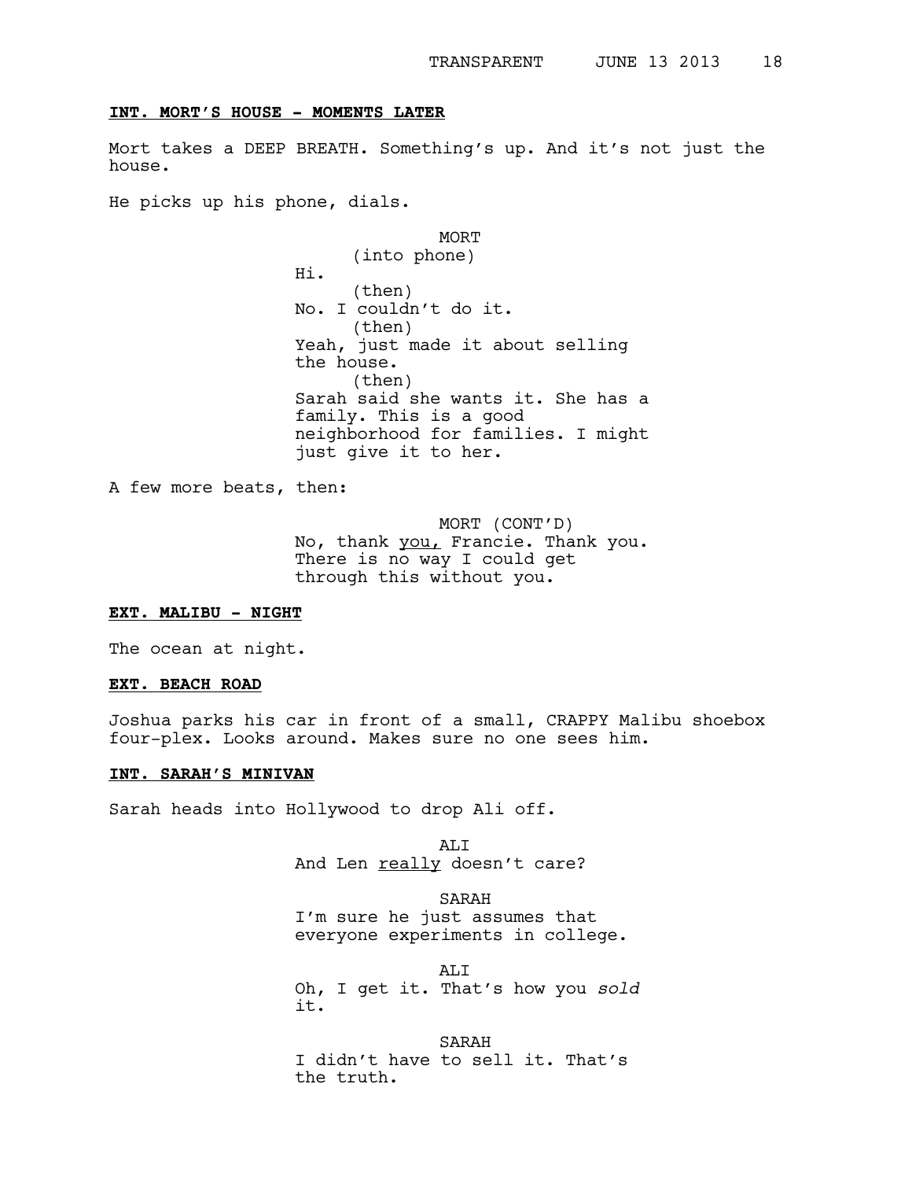**INT. MORT'S HOUSE - MOMENTS LATER**

Mort takes a DEEP BREATH. Something's up. And it's not just the house.

He picks up his phone, dials.

MORT
(into phone)
Hi.
(then)
No. I couldn't do it.
(then)
Yeah, just made it about selling the house.
(then)
Sarah said she wants it. She has a family. This is a good neighborhood for families. I might just give it to her.

A few more beats, then:

MORT (CONT'D)
No, thank <u>you,</u> Francie. Thank you. There is no way I could get through this without you.

**EXT. MALIBU - NIGHT**

The ocean at night.

**EXT. BEACH ROAD**

Joshua parks his car in front of a small, CRAPPY Malibu shoebox four-plex. Looks around. Makes sure no one sees him.

**INT. SARAH'S MINIVAN**

Sarah heads into Hollywood to drop Ali off.

ALI
And Len <u>really</u> doesn't care?

SARAH
I'm sure he just assumes that everyone experiments in college.

ALI
Oh, I get it. That's how you *sold* it.

SARAH
I didn't have to sell it. That's the truth.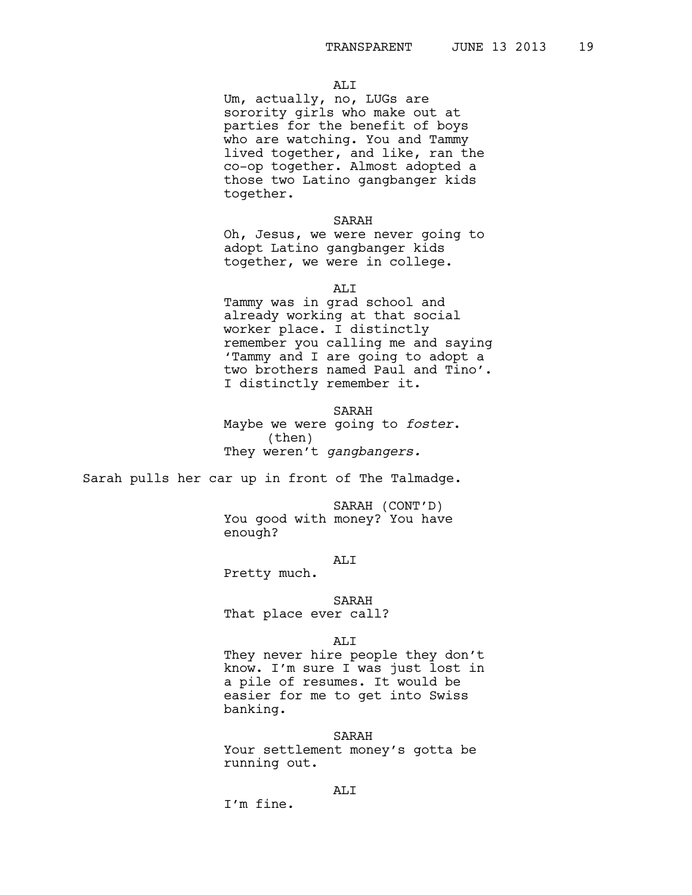ALI

Um, actually, no, LUGs are sorority girls who make out at parties for the benefit of boys who are watching. You and Tammy lived together, and like, ran the co-op together. Almost adopted a those two Latino gangbanger kids together.

SARAH

Oh, Jesus, we were never going to adopt Latino gangbanger kids together, we were in college.

ALI

Tammy was in grad school and already working at that social worker place. I distinctly remember you calling me and saying 'Tammy and I are going to adopt a two brothers named Paul and Tino'. I distinctly remember it.

SARAH

Maybe we were going to *foster*.
(then)
They weren't *gangbangers.*

Sarah pulls her car up in front of The Talmadge.

SARAH (CONT'D)

You good with money? You have enough?

ALI

Pretty much.

SARAH

That place ever call?

ALI

They never hire people they don't know. I'm sure I was just lost in a pile of resumes. It would be easier for me to get into Swiss banking.

SARAH

Your settlement money's gotta be running out.

ALI

I'm fine.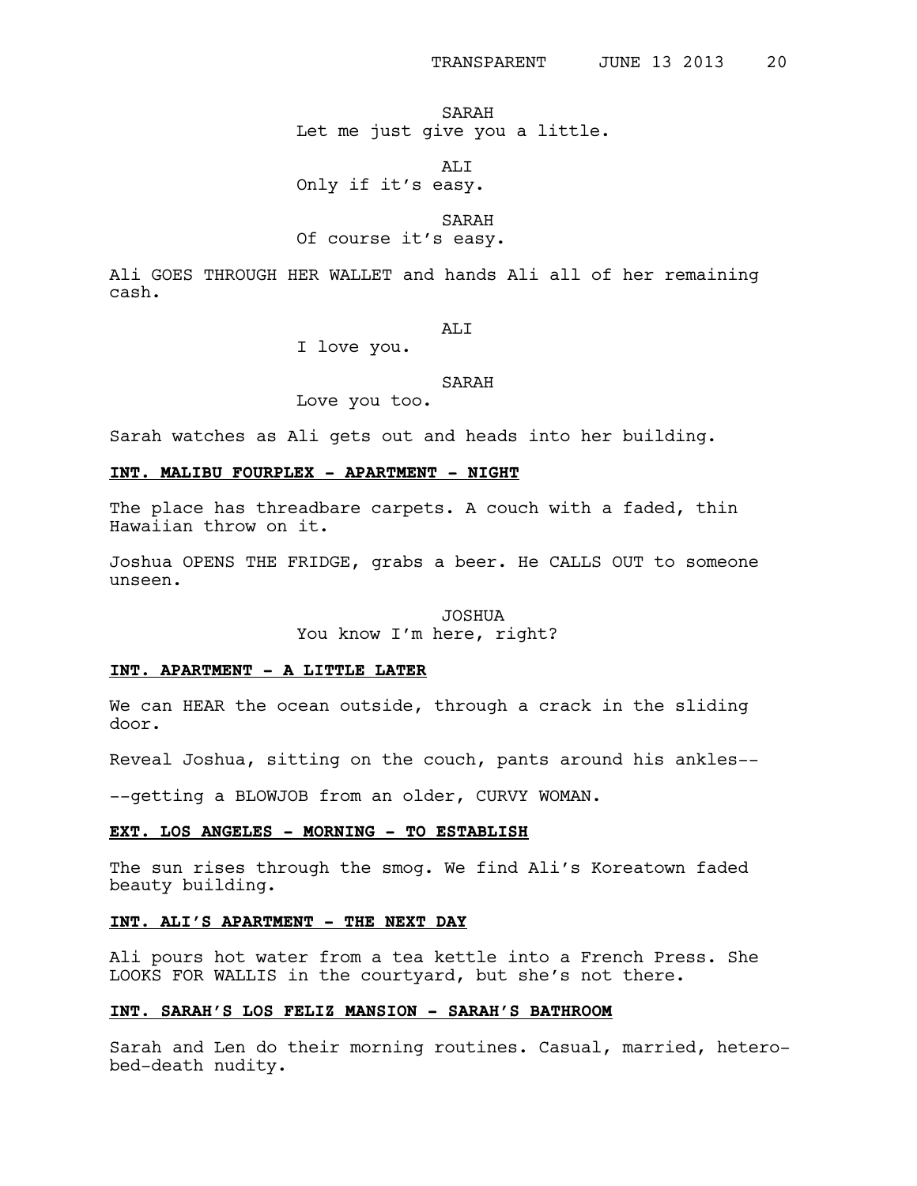SARAH
Let me just give you a little.

ALI
Only if it's easy.

SARAH
Of course it's easy.

Ali GOES THROUGH HER WALLET and hands Ali all of her remaining cash.

ALI
I love you.

SARAH
Love you too.

Sarah watches as Ali gets out and heads into her building.

**INT. MALIBU FOURPLEX - APARTMENT - NIGHT**

The place has threadbare carpets. A couch with a faded, thin Hawaiian throw on it.

Joshua OPENS THE FRIDGE, grabs a beer. He CALLS OUT to someone unseen.

JOSHUA
You know I'm here, right?

**INT. APARTMENT - A LITTLE LATER**

We can HEAR the ocean outside, through a crack in the sliding door.

Reveal Joshua, sitting on the couch, pants around his ankles--

--getting a BLOWJOB from an older, CURVY WOMAN.

**EXT. LOS ANGELES - MORNING - TO ESTABLISH**

The sun rises through the smog. We find Ali's Koreatown faded beauty building.

**INT. ALI'S APARTMENT - THE NEXT DAY**

Ali pours hot water from a tea kettle into a French Press. She LOOKS FOR WALLIS in the courtyard, but she's not there.

**INT. SARAH'S LOS FELIZ MANSION - SARAH'S BATHROOM**

Sarah and Len do their morning routines. Casual, married, hetero-bed-death nudity.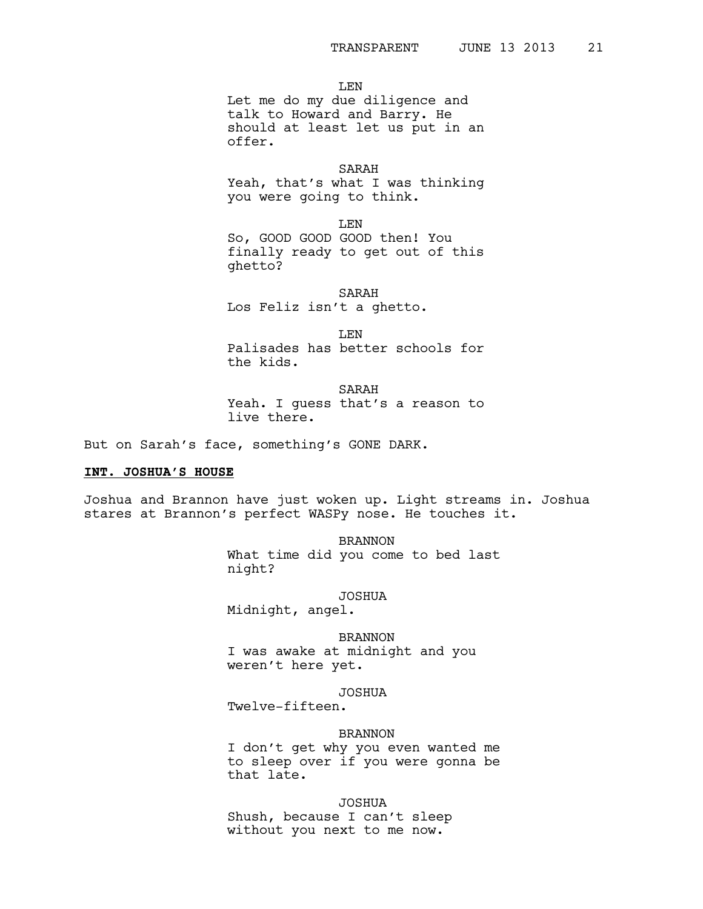LEN
Let me do my due diligence and talk to Howard and Barry. He should at least let us put in an offer.

SARAH
Yeah, that's what I was thinking you were going to think.

LEN
So, GOOD GOOD GOOD then! You finally ready to get out of this ghetto?

SARAH
Los Feliz isn't a ghetto.

LEN
Palisades has better schools for the kids.

SARAH
Yeah. I guess that's a reason to live there.

But on Sarah's face, something's GONE DARK.

**INT. JOSHUA'S HOUSE**

Joshua and Brannon have just woken up. Light streams in. Joshua stares at Brannon's perfect WASPy nose. He touches it.

BRANNON
What time did you come to bed last night?

JOSHUA
Midnight, angel.

BRANNON
I was awake at midnight and you weren't here yet.

JOSHUA
Twelve-fifteen.

BRANNON
I don't get why you even wanted me to sleep over if you were gonna be that late.

JOSHUA
Shush, because I can't sleep without you next to me now.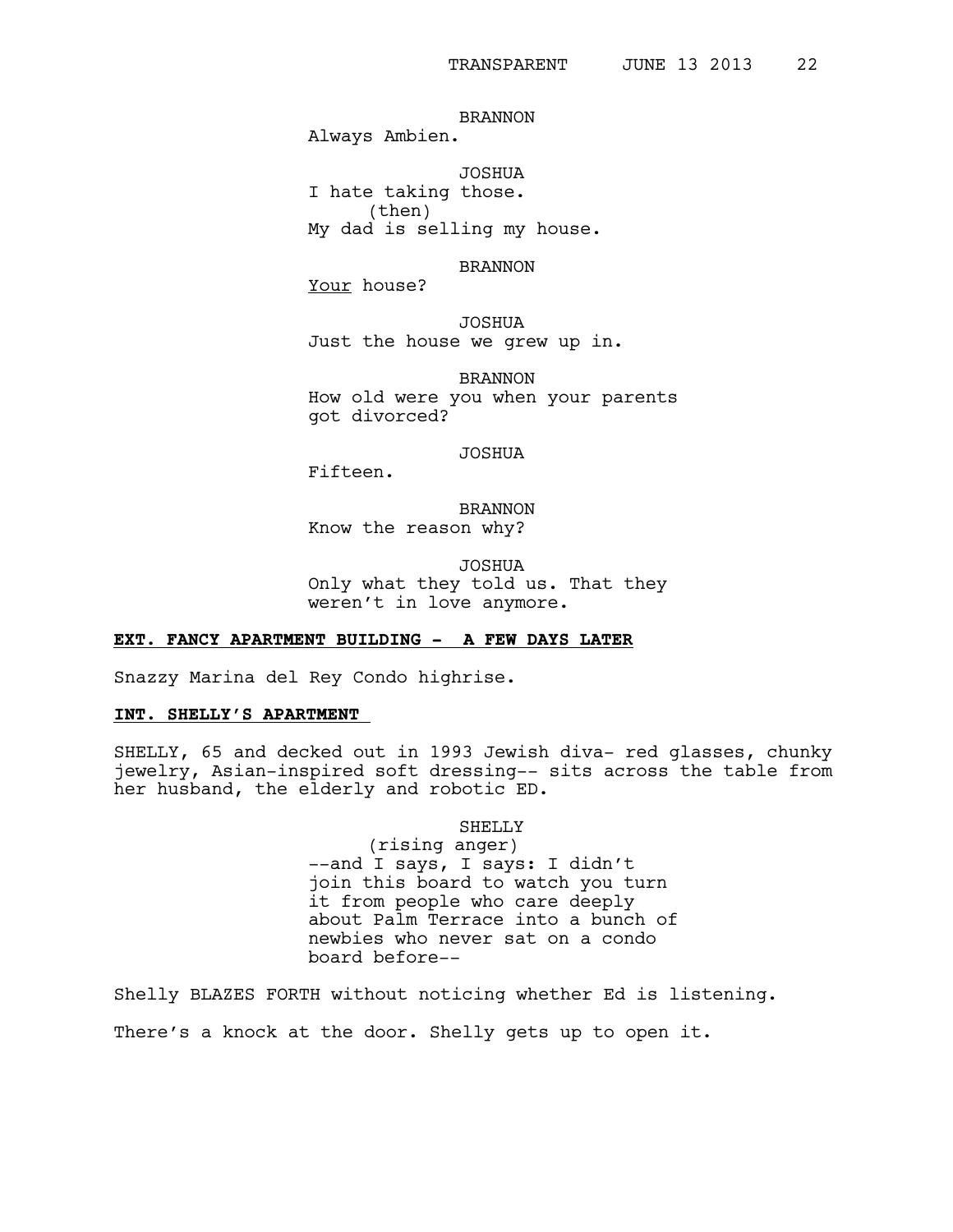BRANNON
Always Ambien.

JOSHUA
I hate taking those.
(then)
My dad is selling my house.

BRANNON
Your house?

JOSHUA
Just the house we grew up in.

BRANNON
How old were you when your parents got divorced?

JOSHUA
Fifteen.

BRANNON
Know the reason why?

JOSHUA
Only what they told us. That they weren't in love anymore.

**EXT. FANCY APARTMENT BUILDING - A FEW DAYS LATER**

Snazzy Marina del Rey Condo highrise.

**INT. SHELLY'S APARTMENT**

SHELLY, 65 and decked out in 1993 Jewish diva- red glasses, chunky jewelry, Asian-inspired soft dressing-- sits across the table from her husband, the elderly and robotic ED.

SHELLY
(rising anger)
--and I says, I says: I didn't join this board to watch you turn it from people who care deeply about Palm Terrace into a bunch of newbies who never sat on a condo board before--

Shelly BLAZES FORTH without noticing whether Ed is listening.

There's a knock at the door. Shelly gets up to open it.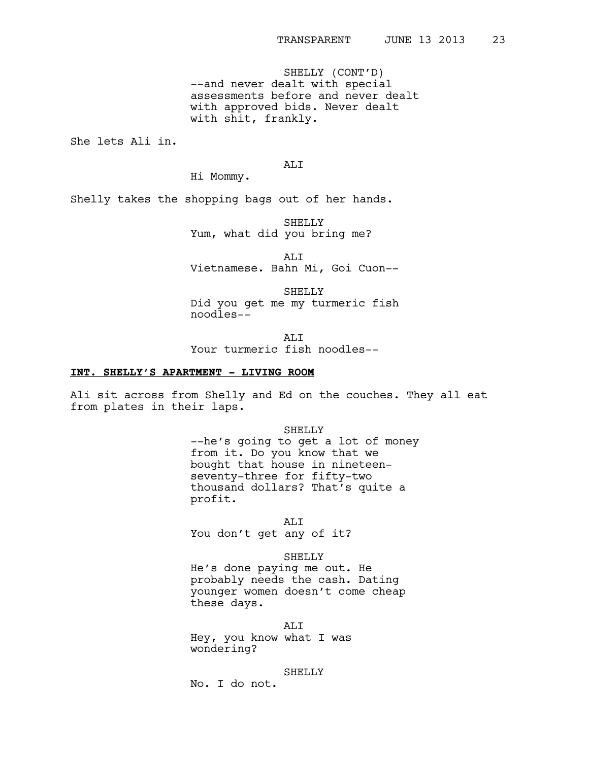SHELLY (CONT'D)
--and never dealt with special assessments before and never dealt with approved bids. Never dealt with shit, frankly.

She lets Ali in.

ALI
Hi Mommy.

Shelly takes the shopping bags out of her hands.

SHELLY
Yum, what did you bring me?

ALI
Vietnamese. Bahn Mi, Goi Cuon--

SHELLY
Did you get me my turmeric fish noodles--

ALI
Your turmeric fish noodles--

**INT. SHELLY'S APARTMENT - LIVING ROOM**

Ali sit across from Shelly and Ed on the couches. They all eat from plates in their laps.

SHELLY
--he's going to get a lot of money from it. Do you know that we bought that house in nineteen-seventy-three for fifty-two thousand dollars? That's quite a profit.

ALI
You don't get any of it?

SHELLY
He's done paying me out. He probably needs the cash. Dating younger women doesn't come cheap these days.

ALI
Hey, you know what I was wondering?

SHELLY
No. I do not.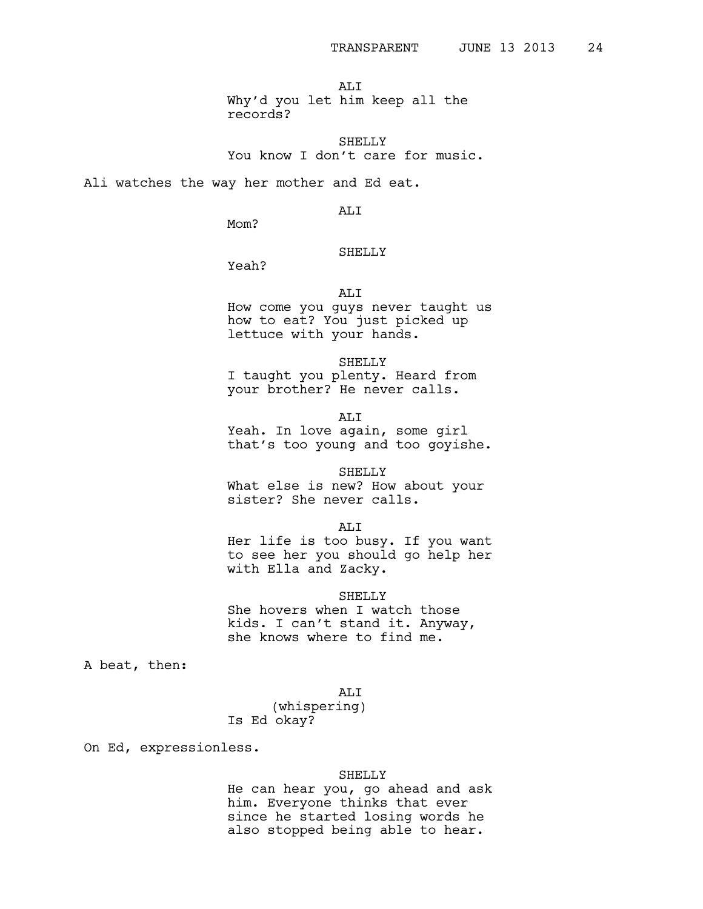ALI

Why'd you let him keep all the records?

SHELLY

You know I don't care for music.

Ali watches the way her mother and Ed eat.

ALI

Mom?

SHELLY

Yeah?

ALI

How come you guys never taught us how to eat? You just picked up lettuce with your hands.

SHELLY

I taught you plenty. Heard from your brother? He never calls.

ALI

Yeah. In love again, some girl that's too young and too goyishe.

SHELLY

What else is new? How about your sister? She never calls.

ALI

Her life is too busy. If you want to see her you should go help her with Ella and Zacky.

SHELLY

She hovers when I watch those kids. I can't stand it. Anyway, she knows where to find me.

A beat, then:

ALI

(whispering)

Is Ed okay?

On Ed, expressionless.

SHELLY

He can hear you, go ahead and ask him. Everyone thinks that ever since he started losing words he also stopped being able to hear.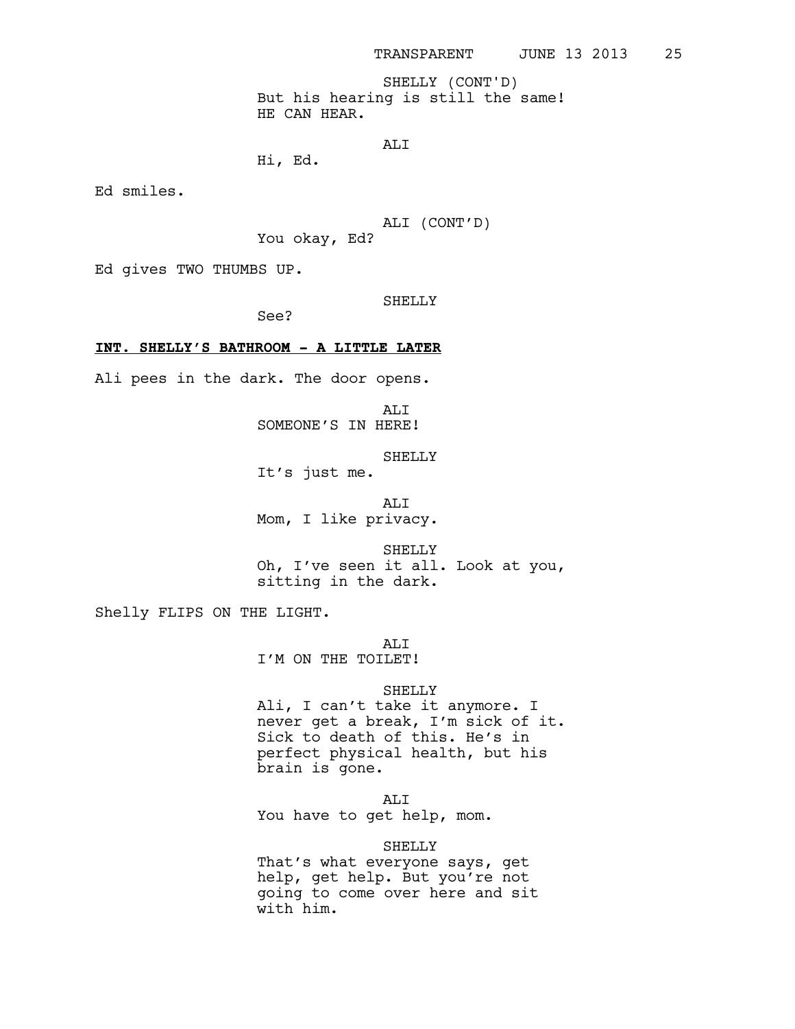SHELLY (CONT'D)
But his hearing is still the same!
HE CAN HEAR.

ALI
Hi, Ed.

Ed smiles.

ALI (CONT'D)
You okay, Ed?

Ed gives TWO THUMBS UP.

SHELLY
See?

**INT. SHELLY'S BATHROOM - A LITTLE LATER**

Ali pees in the dark. The door opens.

ALI
SOMEONE'S IN HERE!

SHELLY
It's just me.

ALI
Mom, I like privacy.

SHELLY
Oh, I've seen it all. Look at you,
sitting in the dark.

Shelly FLIPS ON THE LIGHT.

ALI
I'M ON THE TOILET!

SHELLY
Ali, I can't take it anymore. I
never get a break, I'm sick of it.
Sick to death of this. He's in
perfect physical health, but his
brain is gone.

ALI
You have to get help, mom.

SHELLY
That's what everyone says, get
help, get help. But you're not
going to come over here and sit
with him.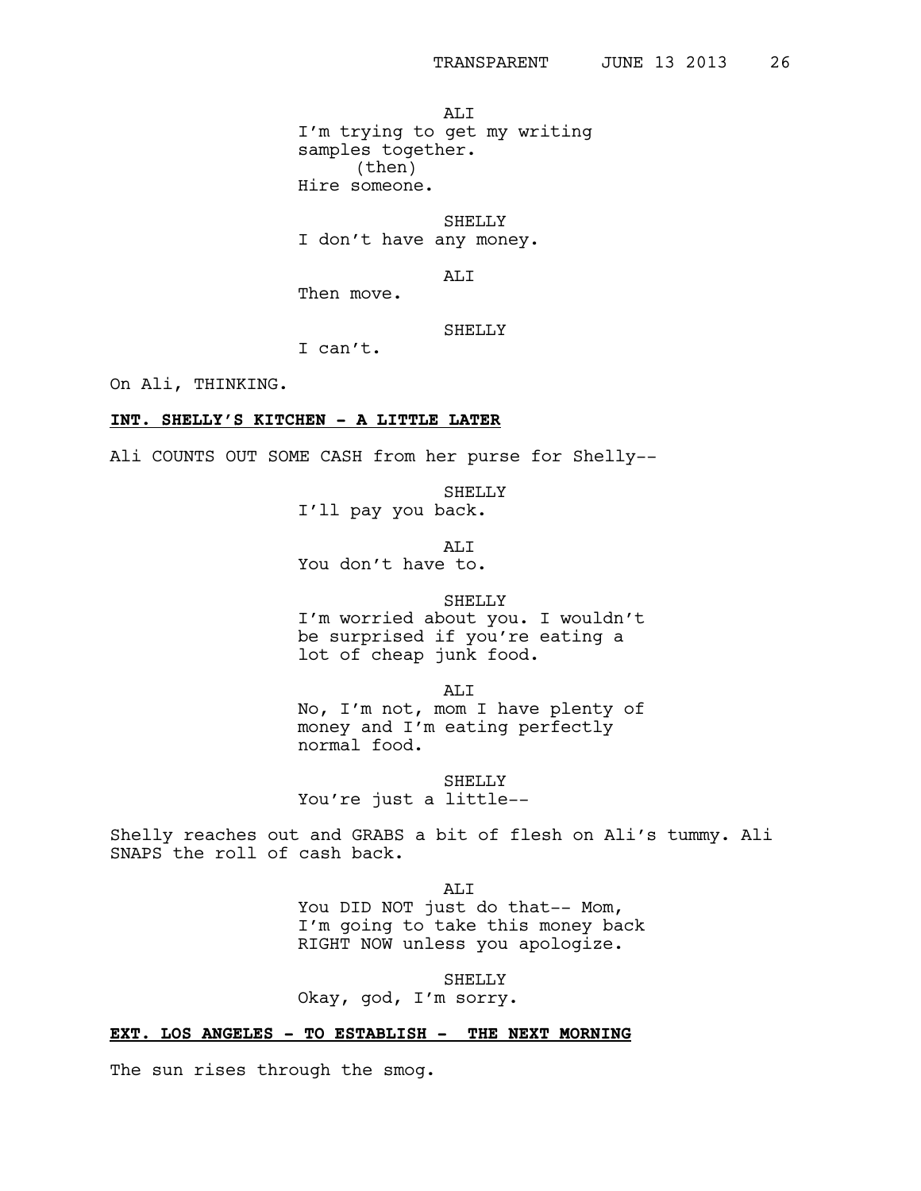ALI
I'm trying to get my writing samples together.
(then)
Hire someone.

SHELLY
I don't have any money.

ALI
Then move.

SHELLY
I can't.

On Ali, THINKING.

**INT. SHELLY'S KITCHEN - A LITTLE LATER**

Ali COUNTS OUT SOME CASH from her purse for Shelly--

SHELLY
I'll pay you back.

ALI
You don't have to.

SHELLY
I'm worried about you. I wouldn't be surprised if you're eating a lot of cheap junk food.

ALI
No, I'm not, mom I have plenty of money and I'm eating perfectly normal food.

SHELLY
You're just a little--

Shelly reaches out and GRABS a bit of flesh on Ali's tummy. Ali SNAPS the roll of cash back.

ALI
You DID NOT just do that-- Mom, I'm going to take this money back RIGHT NOW unless you apologize.

SHELLY
Okay, god, I'm sorry.

**EXT. LOS ANGELES - TO ESTABLISH - THE NEXT MORNING**

The sun rises through the smog.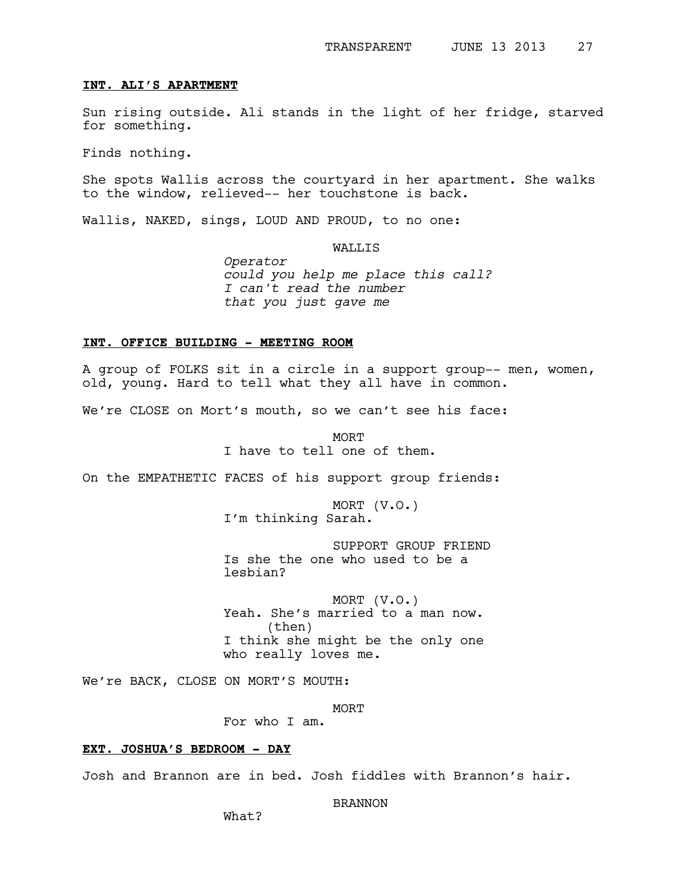**INT. ALI'S APARTMENT**

Sun rising outside. Ali stands in the light of her fridge, starved for something.

Finds nothing.

She spots Wallis across the courtyard in her apartment. She walks to the window, relieved-- her touchstone is back.

Wallis, NAKED, sings, LOUD AND PROUD, to no one:

WALLIS

*Operator*
*could you help me place this call?*
*I can't read the number*
*that you just gave me*

**INT. OFFICE BUILDING - MEETING ROOM**

A group of FOLKS sit in a circle in a support group-- men, women, old, young. Hard to tell what they all have in common.

We're CLOSE on Mort's mouth, so we can't see his face:

MORT

I have to tell one of them.

On the EMPATHETIC FACES of his support group friends:

MORT (V.O.)

I'm thinking Sarah.

SUPPORT GROUP FRIEND

Is she the one who used to be a lesbian?

MORT (V.O.)

Yeah. She's married to a man now.
(then)
I think she might be the only one who really loves me.

We're BACK, CLOSE ON MORT'S MOUTH:

MORT

For who I am.

**EXT. JOSHUA'S BEDROOM - DAY**

Josh and Brannon are in bed. Josh fiddles with Brannon's hair.

BRANNON

What?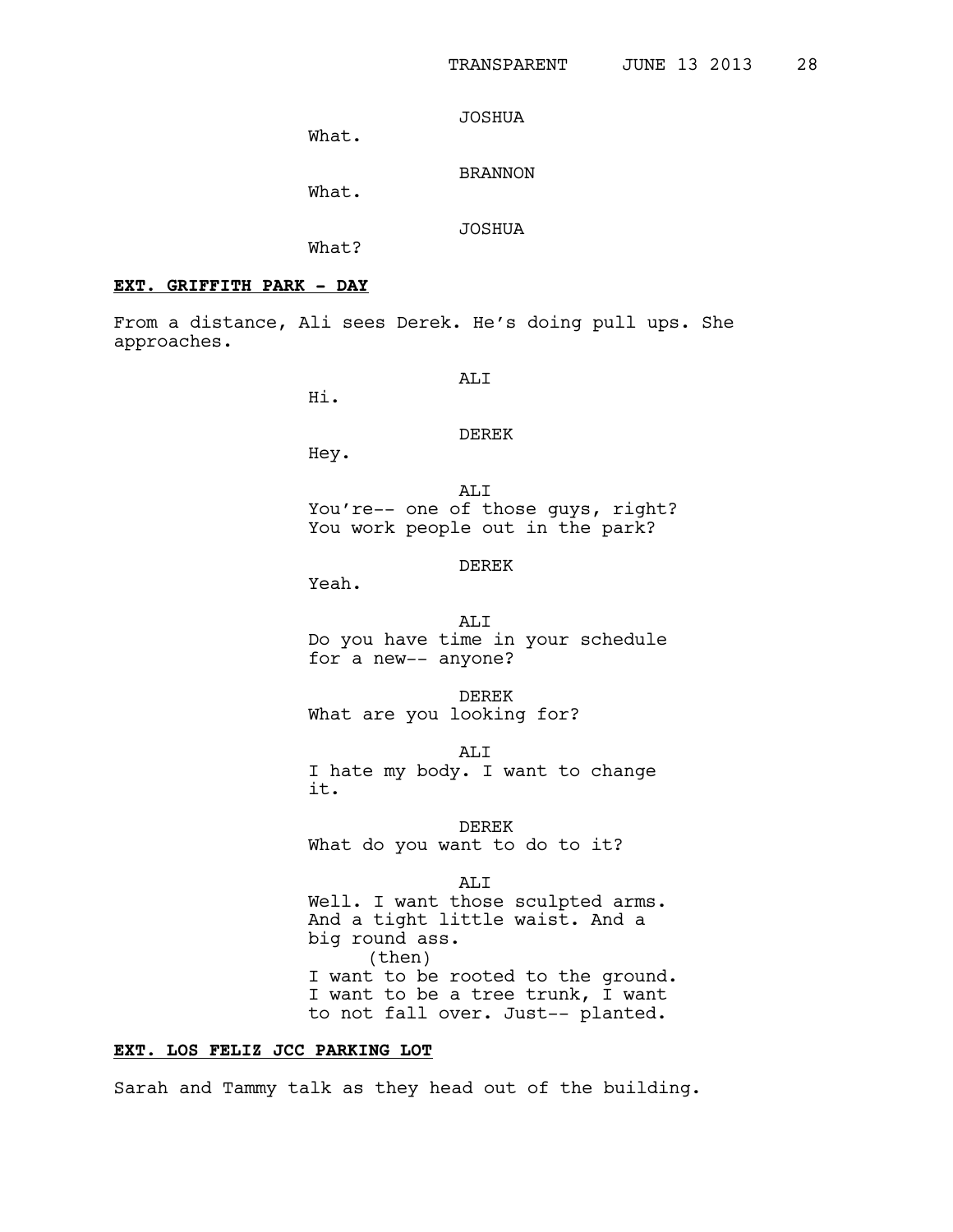JOSHUA

What.

BRANNON

What.

JOSHUA

What?

**EXT. GRIFFITH PARK - DAY**

From a distance, Ali sees Derek. He's doing pull ups. She approaches.

ALI

Hi.

DEREK

Hey.

ALI

You're-- one of those guys, right? You work people out in the park?

DEREK

Yeah.

ALI

Do you have time in your schedule for a new-- anyone?

DEREK

What are you looking for?

ALI

I hate my body. I want to change it.

DEREK

What do you want to do to it?

ALI

Well. I want those sculpted arms. And a tight little waist. And a big round ass.

(then)

I want to be rooted to the ground. I want to be a tree trunk, I want to not fall over. Just-- planted.

**EXT. LOS FELIZ JCC PARKING LOT**

Sarah and Tammy talk as they head out of the building.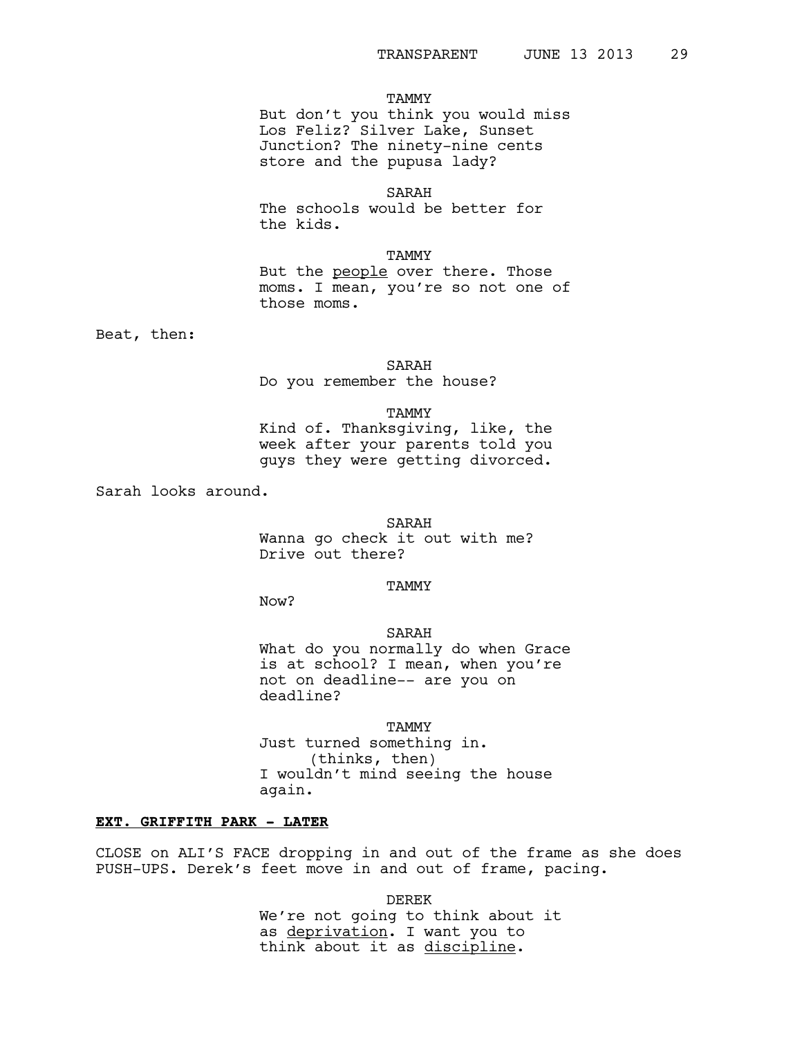TAMMY
But don't you think you would miss Los Feliz? Silver Lake, Sunset Junction? The ninety-nine cents store and the pupusa lady?

SARAH
The schools would be better for the kids.

TAMMY
But the <u>people</u> over there. Those moms. I mean, you're so not one of those moms.

Beat, then:

SARAH
Do you remember the house?

TAMMY
Kind of. Thanksgiving, like, the week after your parents told you guys they were getting divorced.

Sarah looks around.

SARAH
Wanna go check it out with me? Drive out there?

TAMMY
Now?

SARAH
What do you normally do when Grace is at school? I mean, when you're not on deadline-- are you on deadline?

TAMMY
Just turned something in.
(thinks, then)
I wouldn't mind seeing the house again.

**<u>EXT. GRIFFITH PARK - LATER</u>**

CLOSE on ALI'S FACE dropping in and out of the frame as she does PUSH-UPS. Derek's feet move in and out of frame, pacing.

DEREK
We're not going to think about it as <u>deprivation</u>. I want you to think about it as <u>discipline</u>.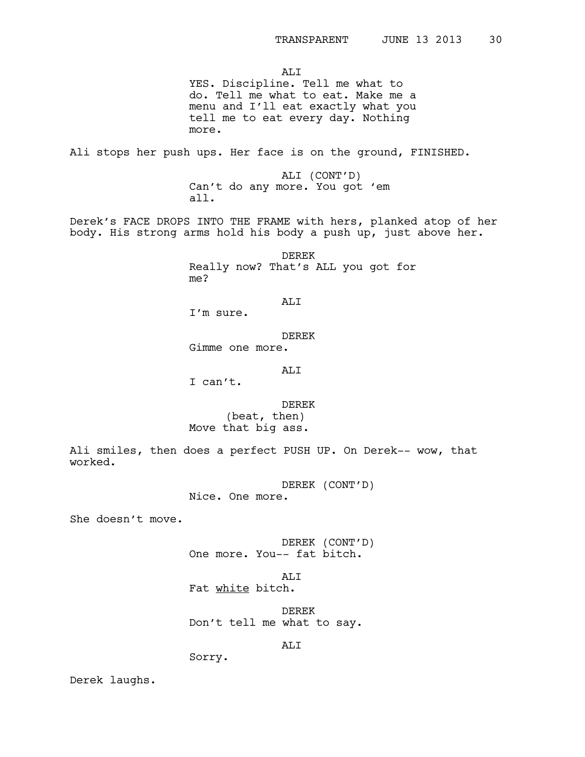ALI
YES. Discipline. Tell me what to do. Tell me what to eat. Make me a menu and I'll eat exactly what you tell me to eat every day. Nothing more.

Ali stops her push ups. Her face is on the ground, FINISHED.

ALI (CONT'D)
Can't do any more. You got 'em all.

Derek's FACE DROPS INTO THE FRAME with hers, planked atop of her body. His strong arms hold his body a push up, just above her.

DEREK
Really now? That's ALL you got for me?

ALI
I'm sure.

DEREK
Gimme one more.

ALI
I can't.

DEREK
(beat, then)
Move that big ass.

Ali smiles, then does a perfect PUSH UP. On Derek-- wow, that worked.

DEREK (CONT'D)
Nice. One more.

She doesn't move.

DEREK (CONT'D)
One more. You-- fat bitch.

ALI
Fat <u>white</u> bitch.

DEREK
Don't tell me what to say.

ALI
Sorry.

Derek laughs.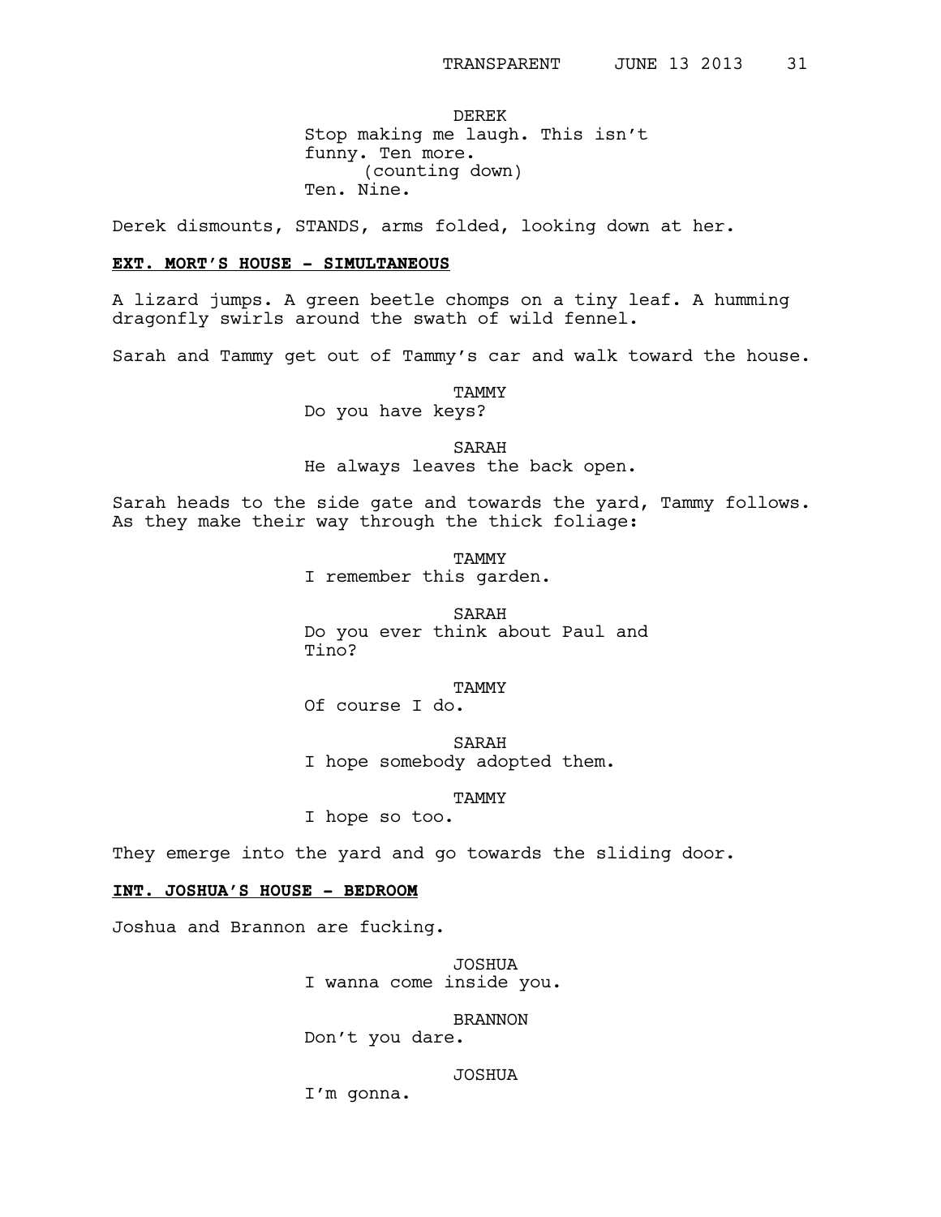DEREK
Stop making me laugh. This isn't funny. Ten more.
(counting down)
Ten. Nine.

Derek dismounts, STANDS, arms folded, looking down at her.

**EXT. MORT'S HOUSE - SIMULTANEOUS**

A lizard jumps. A green beetle chomps on a tiny leaf. A humming dragonfly swirls around the swath of wild fennel.

Sarah and Tammy get out of Tammy's car and walk toward the house.

TAMMY
Do you have keys?

SARAH
He always leaves the back open.

Sarah heads to the side gate and towards the yard, Tammy follows. As they make their way through the thick foliage:

TAMMY
I remember this garden.

SARAH
Do you ever think about Paul and Tino?

TAMMY
Of course I do.

SARAH
I hope somebody adopted them.

TAMMY
I hope so too.

They emerge into the yard and go towards the sliding door.

**INT. JOSHUA'S HOUSE - BEDROOM**

Joshua and Brannon are fucking.

JOSHUA
I wanna come inside you.

BRANNON
Don't you dare.

JOSHUA
I'm gonna.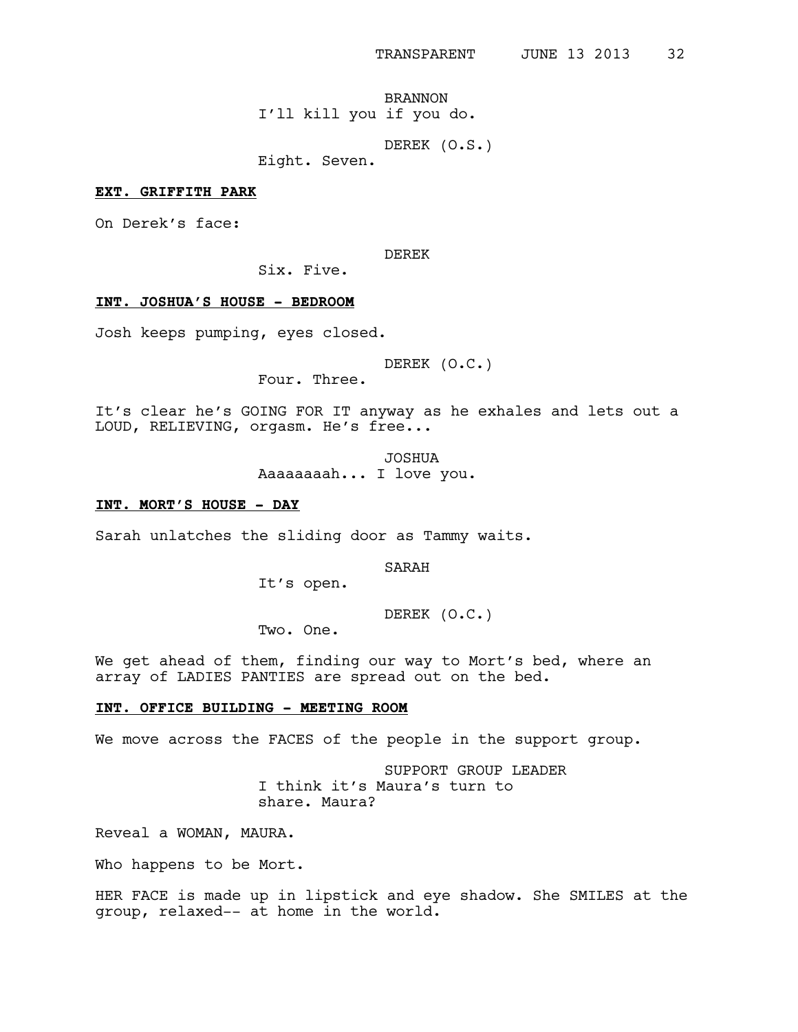BRANNON
I'll kill you if you do.

DEREK (O.S.)
Eight. Seven.

**EXT. GRIFFITH PARK**

On Derek's face:

DEREK
Six. Five.

**INT. JOSHUA'S HOUSE - BEDROOM**

Josh keeps pumping, eyes closed.

DEREK (O.C.)
Four. Three.

It's clear he's GOING FOR IT anyway as he exhales and lets out a LOUD, RELIEVING, orgasm. He's free...

JOSHUA
Aaaaaaaah... I love you.

**INT. MORT'S HOUSE - DAY**

Sarah unlatches the sliding door as Tammy waits.

SARAH
It's open.

DEREK (O.C.)
Two. One.

We get ahead of them, finding our way to Mort's bed, where an array of LADIES PANTIES are spread out on the bed.

**INT. OFFICE BUILDING - MEETING ROOM**

We move across the FACES of the people in the support group.

SUPPORT GROUP LEADER
I think it's Maura's turn to share. Maura?

Reveal a WOMAN, MAURA.

Who happens to be Mort.

HER FACE is made up in lipstick and eye shadow. She SMILES at the group, relaxed-- at home in the world.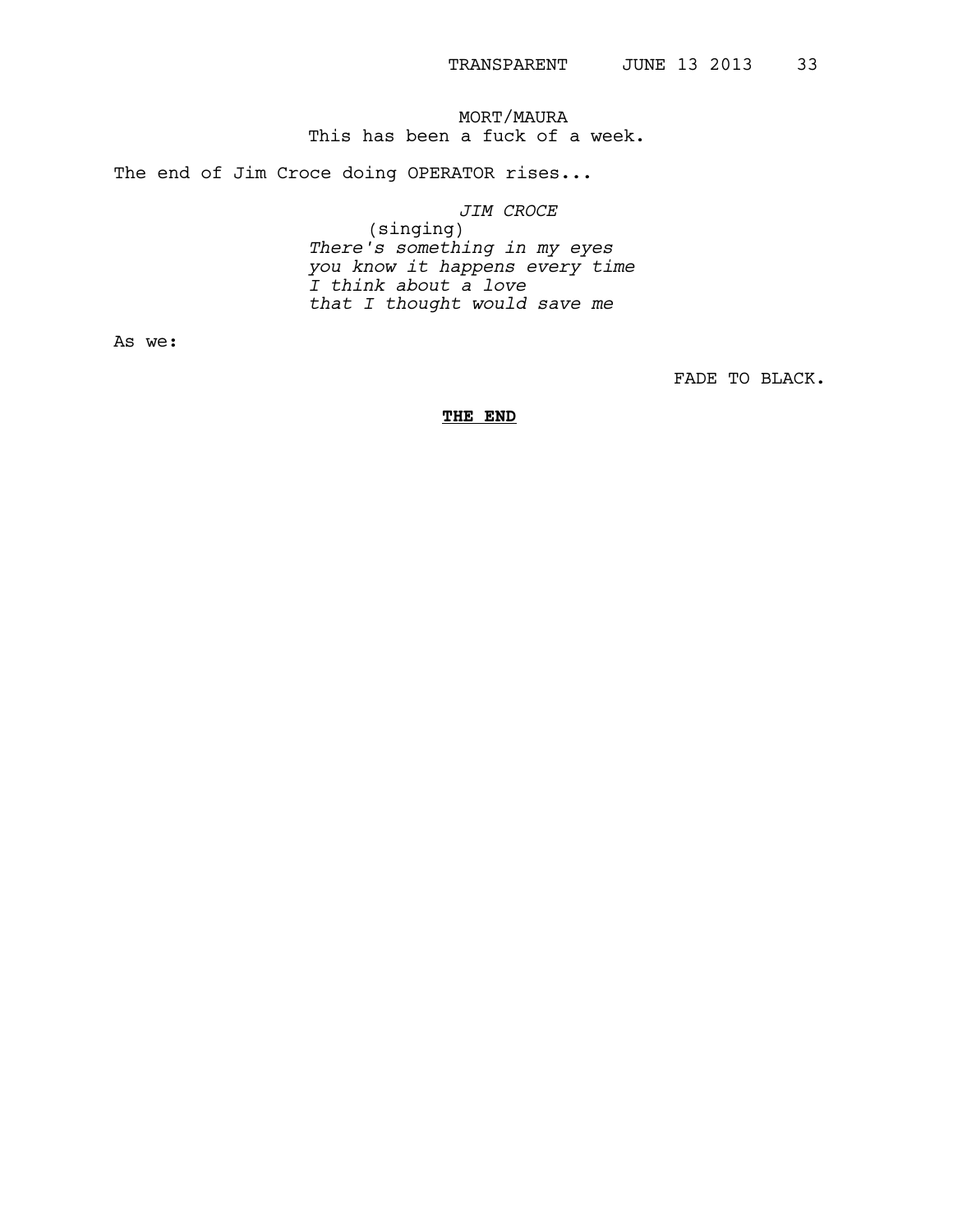MORT/MAURA
This has been a fuck of a week.

The end of Jim Croce doing OPERATOR rises...

*JIM CROCE*
(singing)
*There's something in my eyes*
*you know it happens every time*
*I think about a love*
*that I thought would save me*

As we:

FADE TO BLACK.

**THE END**